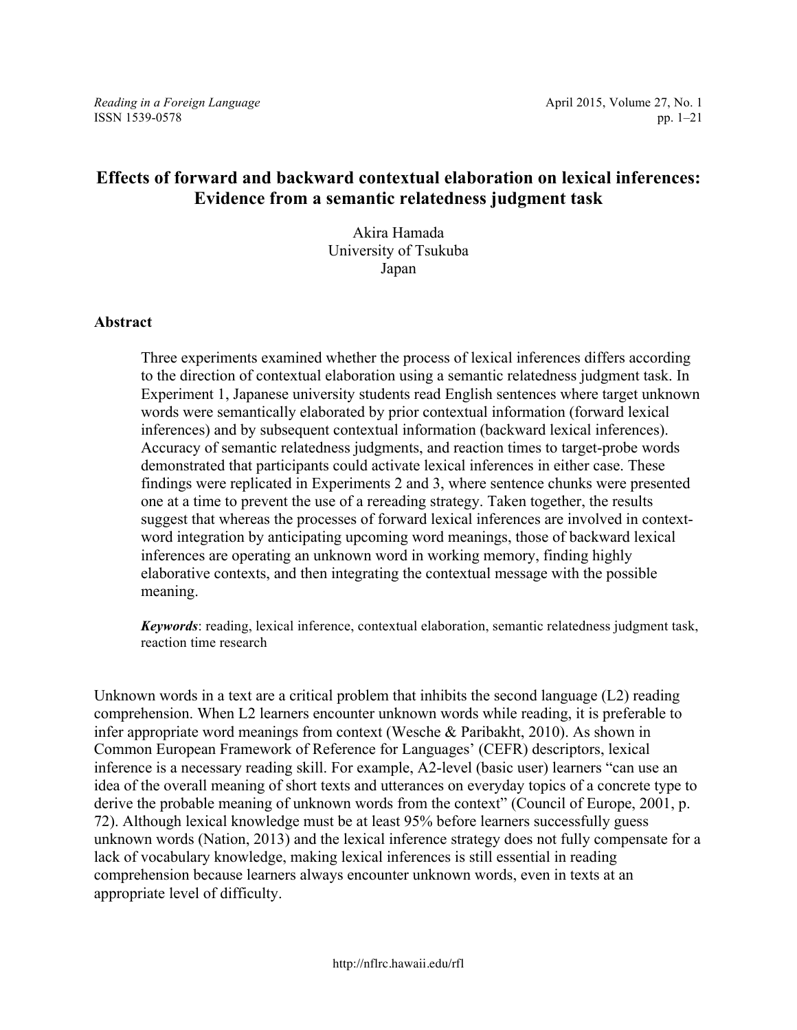# Effects of forward and backward contextual elaboration on lexical inferences: Evidence from a semantic relatedness judgment task

Akira Hamada
University of Tsukuba
Japan

## Abstract

Three experiments examined whether the process of lexical inferences differs according to the direction of contextual elaboration using a semantic relatedness judgment task. In Experiment 1, Japanese university students read English sentences where target unknown words were semantically elaborated by prior contextual information (forward lexical inferences) and by subsequent contextual information (backward lexical inferences). Accuracy of semantic relatedness judgments, and reaction times to target-probe words demonstrated that participants could activate lexical inferences in either case. These findings were replicated in Experiments 2 and 3, where sentence chunks were presented one at a time to prevent the use of a rereading strategy. Taken together, the results suggest that whereas the processes of forward lexical inferences are involved in context-word integration by anticipating upcoming word meanings, those of backward lexical inferences are operating an unknown word in working memory, finding highly elaborative contexts, and then integrating the contextual message with the possible meaning.

***Keywords***: reading, lexical inference, contextual elaboration, semantic relatedness judgment task, reaction time research

Unknown words in a text are a critical problem that inhibits the second language (L2) reading comprehension. When L2 learners encounter unknown words while reading, it is preferable to infer appropriate word meanings from context (Wesche & Paribakht, 2010). As shown in Common European Framework of Reference for Languages' (CEFR) descriptors, lexical inference is a necessary reading skill. For example, A2-level (basic user) learners "can use an idea of the overall meaning of short texts and utterances on everyday topics of a concrete type to derive the probable meaning of unknown words from the context" (Council of Europe, 2001, p. 72). Although lexical knowledge must be at least 95% before learners successfully guess unknown words (Nation, 2013) and the lexical inference strategy does not fully compensate for a lack of vocabulary knowledge, making lexical inferences is still essential in reading comprehension because learners always encounter unknown words, even in texts at an appropriate level of difficulty.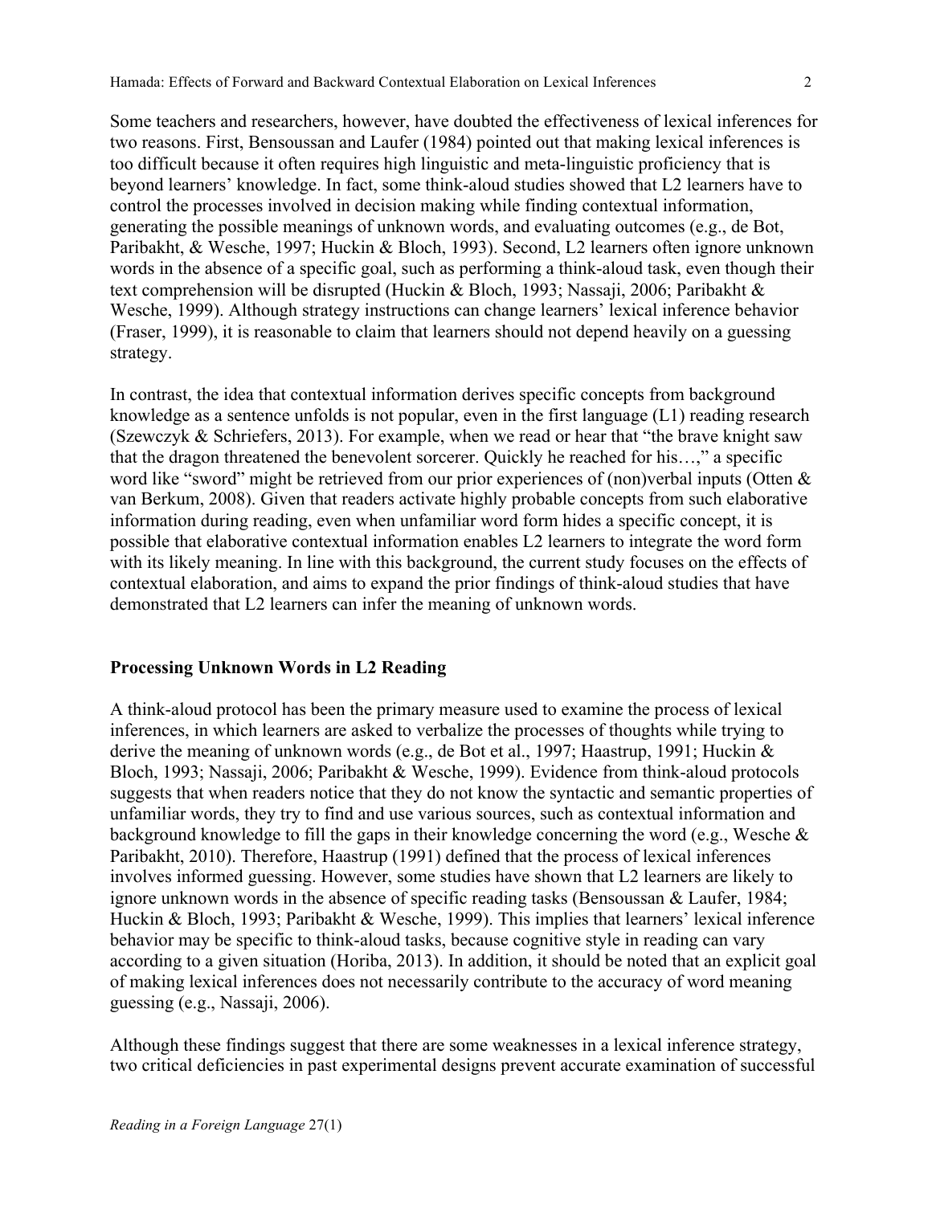Some teachers and researchers, however, have doubted the effectiveness of lexical inferences for two reasons. First, Bensoussan and Laufer (1984) pointed out that making lexical inferences is too difficult because it often requires high linguistic and meta-linguistic proficiency that is beyond learners' knowledge. In fact, some think-aloud studies showed that L2 learners have to control the processes involved in decision making while finding contextual information, generating the possible meanings of unknown words, and evaluating outcomes (e.g., de Bot, Paribakht, & Wesche, 1997; Huckin & Bloch, 1993). Second, L2 learners often ignore unknown words in the absence of a specific goal, such as performing a think-aloud task, even though their text comprehension will be disrupted (Huckin & Bloch, 1993; Nassaji, 2006; Paribakht & Wesche, 1999). Although strategy instructions can change learners' lexical inference behavior (Fraser, 1999), it is reasonable to claim that learners should not depend heavily on a guessing strategy.

In contrast, the idea that contextual information derives specific concepts from background knowledge as a sentence unfolds is not popular, even in the first language (L1) reading research (Szewczyk & Schriefers, 2013). For example, when we read or hear that "the brave knight saw that the dragon threatened the benevolent sorcerer. Quickly he reached for his…," a specific word like "sword" might be retrieved from our prior experiences of (non)verbal inputs (Otten & van Berkum, 2008). Given that readers activate highly probable concepts from such elaborative information during reading, even when unfamiliar word form hides a specific concept, it is possible that elaborative contextual information enables L2 learners to integrate the word form with its likely meaning. In line with this background, the current study focuses on the effects of contextual elaboration, and aims to expand the prior findings of think-aloud studies that have demonstrated that L2 learners can infer the meaning of unknown words.

## Processing Unknown Words in L2 Reading

A think-aloud protocol has been the primary measure used to examine the process of lexical inferences, in which learners are asked to verbalize the processes of thoughts while trying to derive the meaning of unknown words (e.g., de Bot et al., 1997; Haastrup, 1991; Huckin & Bloch, 1993; Nassaji, 2006; Paribakht & Wesche, 1999). Evidence from think-aloud protocols suggests that when readers notice that they do not know the syntactic and semantic properties of unfamiliar words, they try to find and use various sources, such as contextual information and background knowledge to fill the gaps in their knowledge concerning the word (e.g., Wesche & Paribakht, 2010). Therefore, Haastrup (1991) defined that the process of lexical inferences involves informed guessing. However, some studies have shown that L2 learners are likely to ignore unknown words in the absence of specific reading tasks (Bensoussan & Laufer, 1984; Huckin & Bloch, 1993; Paribakht & Wesche, 1999). This implies that learners' lexical inference behavior may be specific to think-aloud tasks, because cognitive style in reading can vary according to a given situation (Horiba, 2013). In addition, it should be noted that an explicit goal of making lexical inferences does not necessarily contribute to the accuracy of word meaning guessing (e.g., Nassaji, 2006).

Although these findings suggest that there are some weaknesses in a lexical inference strategy, two critical deficiencies in past experimental designs prevent accurate examination of successful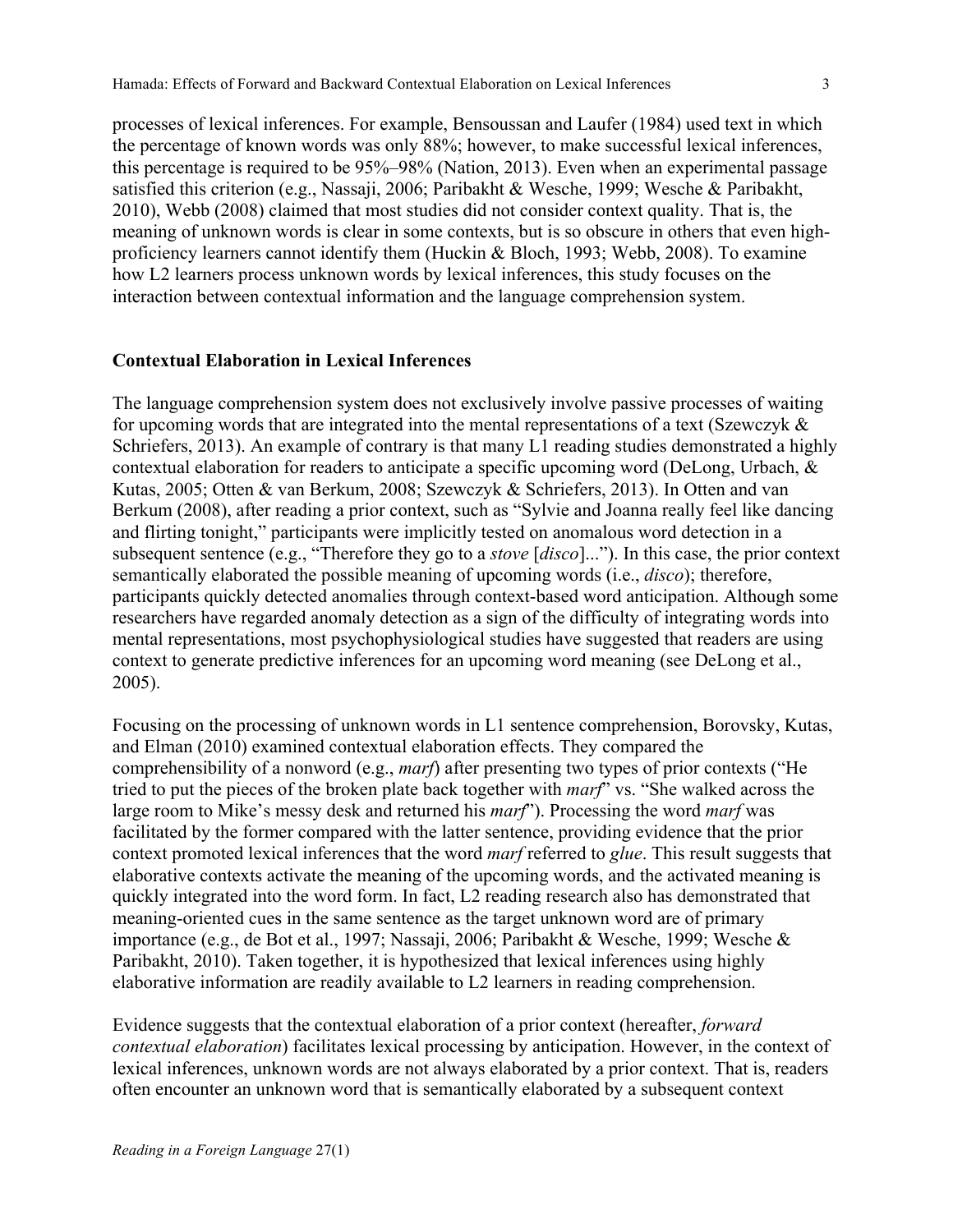processes of lexical inferences. For example, Bensoussan and Laufer (1984) used text in which the percentage of known words was only 88%; however, to make successful lexical inferences, this percentage is required to be 95%–98% (Nation, 2013). Even when an experimental passage satisfied this criterion (e.g., Nassaji, 2006; Paribakht & Wesche, 1999; Wesche & Paribakht, 2010), Webb (2008) claimed that most studies did not consider context quality. That is, the meaning of unknown words is clear in some contexts, but is so obscure in others that even high-proficiency learners cannot identify them (Huckin & Bloch, 1993; Webb, 2008). To examine how L2 learners process unknown words by lexical inferences, this study focuses on the interaction between contextual information and the language comprehension system.

## Contextual Elaboration in Lexical Inferences

The language comprehension system does not exclusively involve passive processes of waiting for upcoming words that are integrated into the mental representations of a text (Szewczyk & Schriefers, 2013). An example of contrary is that many L1 reading studies demonstrated a highly contextual elaboration for readers to anticipate a specific upcoming word (DeLong, Urbach, & Kutas, 2005; Otten & van Berkum, 2008; Szewczyk & Schriefers, 2013). In Otten and van Berkum (2008), after reading a prior context, such as "Sylvie and Joanna really feel like dancing and flirting tonight," participants were implicitly tested on anomalous word detection in a subsequent sentence (e.g., "Therefore they go to a *stove* [*disco*]..."). In this case, the prior context semantically elaborated the possible meaning of upcoming words (i.e., *disco*); therefore, participants quickly detected anomalies through context-based word anticipation. Although some researchers have regarded anomaly detection as a sign of the difficulty of integrating words into mental representations, most psychophysiological studies have suggested that readers are using context to generate predictive inferences for an upcoming word meaning (see DeLong et al., 2005).

Focusing on the processing of unknown words in L1 sentence comprehension, Borovsky, Kutas, and Elman (2010) examined contextual elaboration effects. They compared the comprehensibility of a nonword (e.g., *marf*) after presenting two types of prior contexts ("He tried to put the pieces of the broken plate back together with *marf*" vs. "She walked across the large room to Mike's messy desk and returned his *marf*"). Processing the word *marf* was facilitated by the former compared with the latter sentence, providing evidence that the prior context promoted lexical inferences that the word *marf* referred to *glue*. This result suggests that elaborative contexts activate the meaning of the upcoming words, and the activated meaning is quickly integrated into the word form. In fact, L2 reading research also has demonstrated that meaning-oriented cues in the same sentence as the target unknown word are of primary importance (e.g., de Bot et al., 1997; Nassaji, 2006; Paribakht & Wesche, 1999; Wesche & Paribakht, 2010). Taken together, it is hypothesized that lexical inferences using highly elaborative information are readily available to L2 learners in reading comprehension.

Evidence suggests that the contextual elaboration of a prior context (hereafter, *forward contextual elaboration*) facilitates lexical processing by anticipation. However, in the context of lexical inferences, unknown words are not always elaborated by a prior context. That is, readers often encounter an unknown word that is semantically elaborated by a subsequent context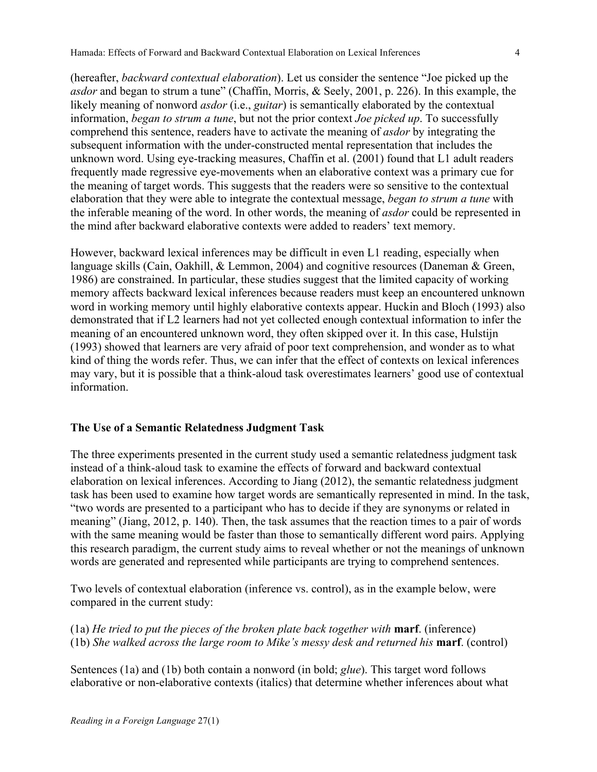(hereafter, *backward contextual elaboration*). Let us consider the sentence "Joe picked up the *asdor* and began to strum a tune" (Chaffin, Morris, & Seely, 2001, p. 226). In this example, the likely meaning of nonword *asdor* (i.e., *guitar*) is semantically elaborated by the contextual information, *began to strum a tune*, but not the prior context *Joe picked up*. To successfully comprehend this sentence, readers have to activate the meaning of *asdor* by integrating the subsequent information with the under-constructed mental representation that includes the unknown word. Using eye-tracking measures, Chaffin et al. (2001) found that L1 adult readers frequently made regressive eye-movements when an elaborative context was a primary cue for the meaning of target words. This suggests that the readers were so sensitive to the contextual elaboration that they were able to integrate the contextual message, *began to strum a tune* with the inferable meaning of the word. In other words, the meaning of *asdor* could be represented in the mind after backward elaborative contexts were added to readers' text memory.

However, backward lexical inferences may be difficult in even L1 reading, especially when language skills (Cain, Oakhill, & Lemmon, 2004) and cognitive resources (Daneman & Green, 1986) are constrained. In particular, these studies suggest that the limited capacity of working memory affects backward lexical inferences because readers must keep an encountered unknown word in working memory until highly elaborative contexts appear. Huckin and Bloch (1993) also demonstrated that if L2 learners had not yet collected enough contextual information to infer the meaning of an encountered unknown word, they often skipped over it. In this case, Hulstijn (1993) showed that learners are very afraid of poor text comprehension, and wonder as to what kind of thing the words refer. Thus, we can infer that the effect of contexts on lexical inferences may vary, but it is possible that a think-aloud task overestimates learners' good use of contextual information.

## The Use of a Semantic Relatedness Judgment Task

The three experiments presented in the current study used a semantic relatedness judgment task instead of a think-aloud task to examine the effects of forward and backward contextual elaboration on lexical inferences. According to Jiang (2012), the semantic relatedness judgment task has been used to examine how target words are semantically represented in mind. In the task, "two words are presented to a participant who has to decide if they are synonyms or related in meaning" (Jiang, 2012, p. 140). Then, the task assumes that the reaction times to a pair of words with the same meaning would be faster than those to semantically different word pairs. Applying this research paradigm, the current study aims to reveal whether or not the meanings of unknown words are generated and represented while participants are trying to comprehend sentences.

Two levels of contextual elaboration (inference vs. control), as in the example below, were compared in the current study:

(1a) *He tried to put the pieces of the broken plate back together with* **marf**. (inference)
(1b) *She walked across the large room to Mike's messy desk and returned his* **marf**. (control)

Sentences (1a) and (1b) both contain a nonword (in bold; *glue*). This target word follows elaborative or non-elaborative contexts (italics) that determine whether inferences about what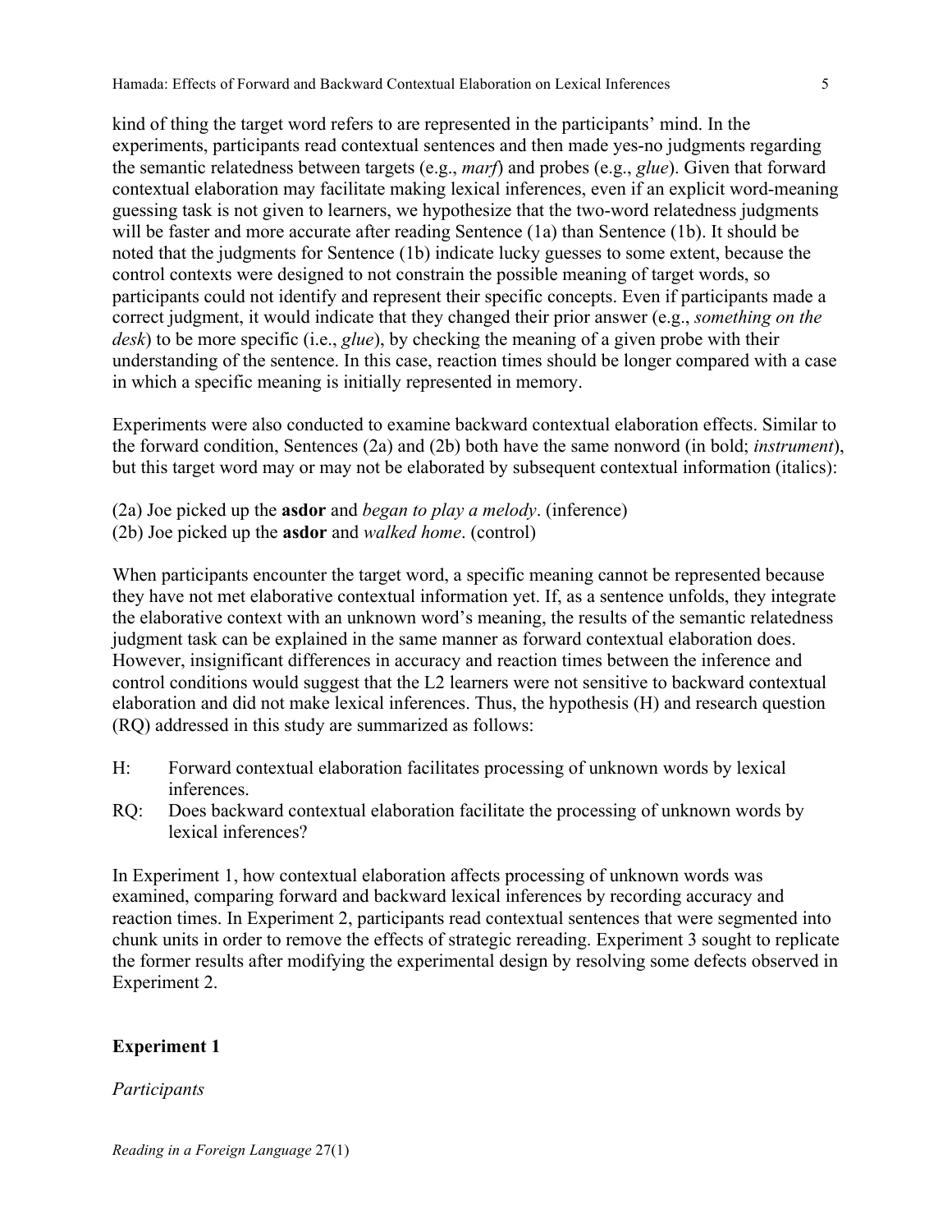kind of thing the target word refers to are represented in the participants' mind. In the experiments, participants read contextual sentences and then made yes-no judgments regarding the semantic relatedness between targets (e.g., *marf*) and probes (e.g., *glue*). Given that forward contextual elaboration may facilitate making lexical inferences, even if an explicit word-meaning guessing task is not given to learners, we hypothesize that the two-word relatedness judgments will be faster and more accurate after reading Sentence (1a) than Sentence (1b). It should be noted that the judgments for Sentence (1b) indicate lucky guesses to some extent, because the control contexts were designed to not constrain the possible meaning of target words, so participants could not identify and represent their specific concepts. Even if participants made a correct judgment, it would indicate that they changed their prior answer (e.g., *something on the desk*) to be more specific (i.e., *glue*), by checking the meaning of a given probe with their understanding of the sentence. In this case, reaction times should be longer compared with a case in which a specific meaning is initially represented in memory.

Experiments were also conducted to examine backward contextual elaboration effects. Similar to the forward condition, Sentences (2a) and (2b) both have the same nonword (in bold; *instrument*), but this target word may or may not be elaborated by subsequent contextual information (italics):

(2a) Joe picked up the **asdor** and *began to play a melody*. (inference)
(2b) Joe picked up the **asdor** and *walked home*. (control)

When participants encounter the target word, a specific meaning cannot be represented because they have not met elaborative contextual information yet. If, as a sentence unfolds, they integrate the elaborative context with an unknown word's meaning, the results of the semantic relatedness judgment task can be explained in the same manner as forward contextual elaboration does. However, insignificant differences in accuracy and reaction times between the inference and control conditions would suggest that the L2 learners were not sensitive to backward contextual elaboration and did not make lexical inferences. Thus, the hypothesis (H) and research question (RQ) addressed in this study are summarized as follows:

H: Forward contextual elaboration facilitates processing of unknown words by lexical inferences.
RQ: Does backward contextual elaboration facilitate the processing of unknown words by lexical inferences?

In Experiment 1, how contextual elaboration affects processing of unknown words was examined, comparing forward and backward lexical inferences by recording accuracy and reaction times. In Experiment 2, participants read contextual sentences that were segmented into chunk units in order to remove the effects of strategic rereading. Experiment 3 sought to replicate the former results after modifying the experimental design by resolving some defects observed in Experiment 2.

## Experiment 1

### *Participants*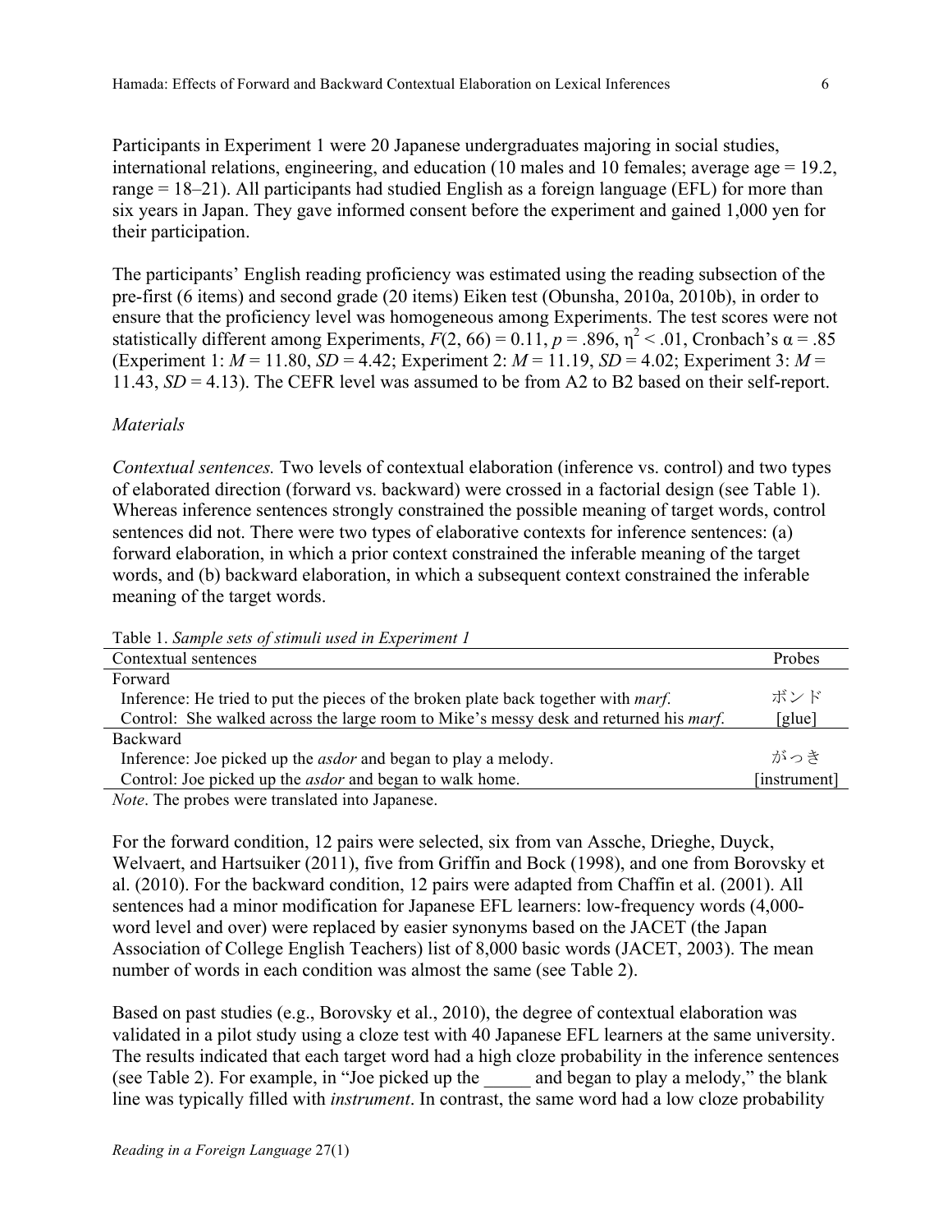Participants in Experiment 1 were 20 Japanese undergraduates majoring in social studies, international relations, engineering, and education (10 males and 10 females; average age = 19.2, range = 18–21). All participants had studied English as a foreign language (EFL) for more than six years in Japan. They gave informed consent before the experiment and gained 1,000 yen for their participation.

The participants' English reading proficiency was estimated using the reading subsection of the pre-first (6 items) and second grade (20 items) Eiken test (Obunsha, 2010a, 2010b), in order to ensure that the proficiency level was homogeneous among Experiments. The test scores were not statistically different among Experiments, $F(2, 66) = 0.11$, $p = .896$, $\eta^2 < .01$, Cronbach's $\alpha = .85$ (Experiment 1: $M = 11.80$, $SD = 4.42$; Experiment 2: $M = 11.19$, $SD = 4.02$; Experiment 3: $M = 11.43$, $SD = 4.13$). The CEFR level was assumed to be from A2 to B2 based on their self-report.

### *Materials*

*Contextual sentences.* Two levels of contextual elaboration (inference vs. control) and two types of elaborated direction (forward vs. backward) were crossed in a factorial design (see Table 1). Whereas inference sentences strongly constrained the possible meaning of target words, control sentences did not. There were two types of elaborative contexts for inference sentences: (a) forward elaboration, in which a prior context constrained the inferable meaning of the target words, and (b) backward elaboration, in which a subsequent context constrained the inferable meaning of the target words.

Table 1. *Sample sets of stimuli used in Experiment 1*

| Contextual sentences | Probes |
|---|---|
| Forward | |
| Inference: He tried to put the pieces of the broken plate back together with *marf*. | ボンド |
| Control: She walked across the large room to Mike's messy desk and returned his *marf*. | [glue] |
| Backward | |
| Inference: Joe picked up the *asdor* and began to play a melody. | がっき |
| Control: Joe picked up the *asdor* and began to walk home. | [instrument] |

*Note*. The probes were translated into Japanese.

For the forward condition, 12 pairs were selected, six from van Assche, Drieghe, Duyck, Welvaert, and Hartsuiker (2011), five from Griffin and Bock (1998), and one from Borovsky et al. (2010). For the backward condition, 12 pairs were adapted from Chaffin et al. (2001). All sentences had a minor modification for Japanese EFL learners: low-frequency words (4,000-word level and over) were replaced by easier synonyms based on the JACET (the Japan Association of College English Teachers) list of 8,000 basic words (JACET, 2003). The mean number of words in each condition was almost the same (see Table 2).

Based on past studies (e.g., Borovsky et al., 2010), the degree of contextual elaboration was validated in a pilot study using a cloze test with 40 Japanese EFL learners at the same university. The results indicated that each target word had a high cloze probability in the inference sentences (see Table 2). For example, in "Joe picked up the _____ and began to play a melody," the blank line was typically filled with *instrument*. In contrast, the same word had a low cloze probability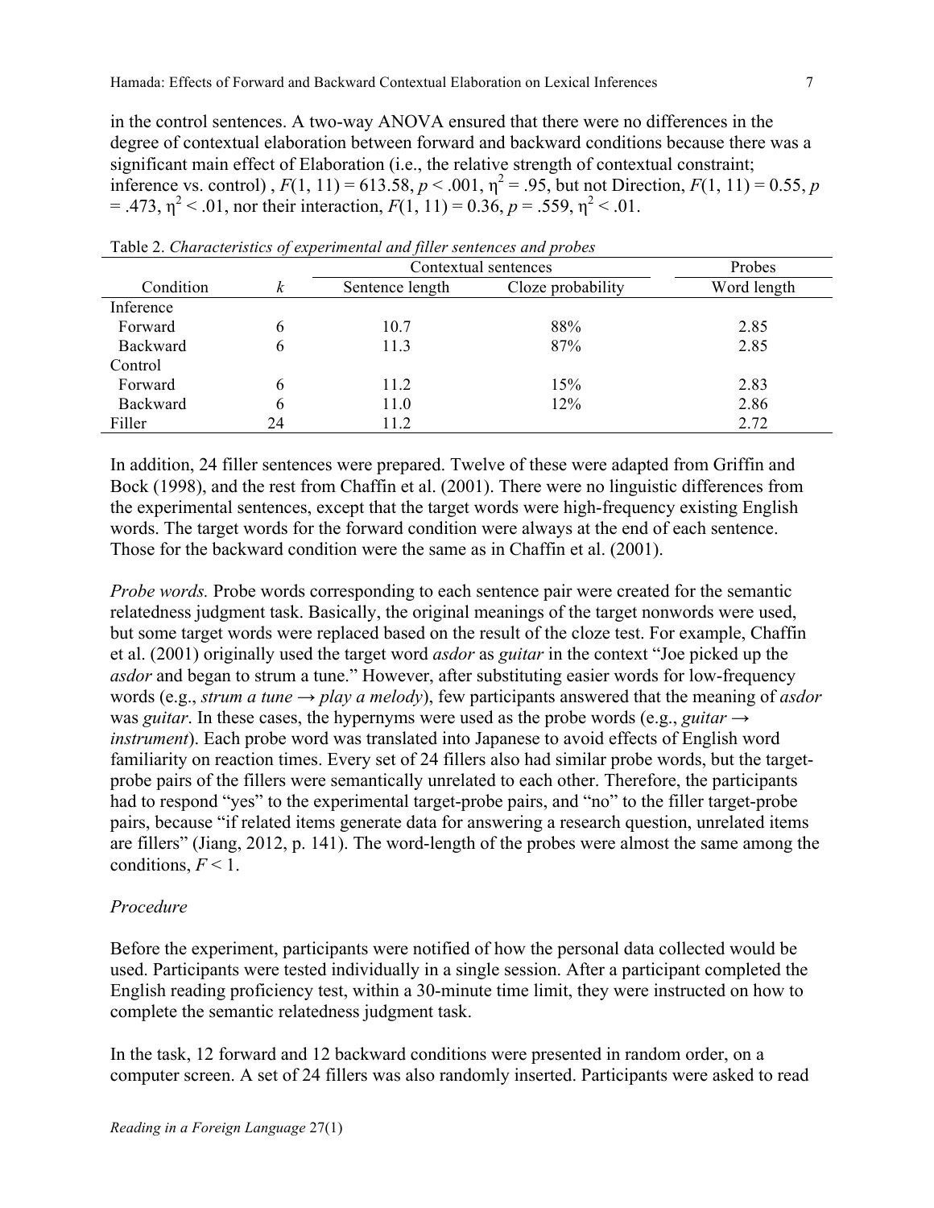in the control sentences. A two-way ANOVA ensured that there were no differences in the degree of contextual elaboration between forward and backward conditions because there was a significant main effect of Elaboration (i.e., the relative strength of contextual constraint; inference vs. control) , $F(1, 11) = 613.58$, $p < .001$, $\eta^2 = .95$, but not Direction, $F(1, 11) = 0.55$, $p = .473$, $\eta^2 < .01$, nor their interaction, $F(1, 11) = 0.36$, $p = .559$, $\eta^2 < .01$.

Table 2. *Characteristics of experimental and filler sentences and probes*

| | | Contextual sentences | | Probes |
|---|---|---|---|---|
| Condition | *k* | Sentence length | Cloze probability | Word length |
| Inference | | | | |
| Forward | 6 | 10.7 | 88% | 2.85 |
| Backward | 6 | 11.3 | 87% | 2.85 |
| Control | | | | |
| Forward | 6 | 11.2 | 15% | 2.83 |
| Backward | 6 | 11.0 | 12% | 2.86 |
| Filler | 24 | 11.2 | | 2.72 |

In addition, 24 filler sentences were prepared. Twelve of these were adapted from Griffin and Bock (1998), and the rest from Chaffin et al. (2001). There were no linguistic differences from the experimental sentences, except that the target words were high-frequency existing English words. The target words for the forward condition were always at the end of each sentence. Those for the backward condition were the same as in Chaffin et al. (2001).

*Probe words.* Probe words corresponding to each sentence pair were created for the semantic relatedness judgment task. Basically, the original meanings of the target nonwords were used, but some target words were replaced based on the result of the cloze test. For example, Chaffin et al. (2001) originally used the target word *asdor* as *guitar* in the context "Joe picked up the *asdor* and began to strum a tune." However, after substituting easier words for low-frequency words (e.g., *strum a tune* → *play a melody*), few participants answered that the meaning of *asdor* was *guitar*. In these cases, the hypernyms were used as the probe words (e.g., *guitar* → *instrument*). Each probe word was translated into Japanese to avoid effects of English word familiarity on reaction times. Every set of 24 fillers also had similar probe words, but the target-probe pairs of the fillers were semantically unrelated to each other. Therefore, the participants had to respond "yes" to the experimental target-probe pairs, and "no" to the filler target-probe pairs, because "if related items generate data for answering a research question, unrelated items are fillers" (Jiang, 2012, p. 141). The word-length of the probes were almost the same among the conditions, $F < 1$.

### *Procedure*

Before the experiment, participants were notified of how the personal data collected would be used. Participants were tested individually in a single session. After a participant completed the English reading proficiency test, within a 30-minute time limit, they were instructed on how to complete the semantic relatedness judgment task.

In the task, 12 forward and 12 backward conditions were presented in random order, on a computer screen. A set of 24 fillers was also randomly inserted. Participants were asked to read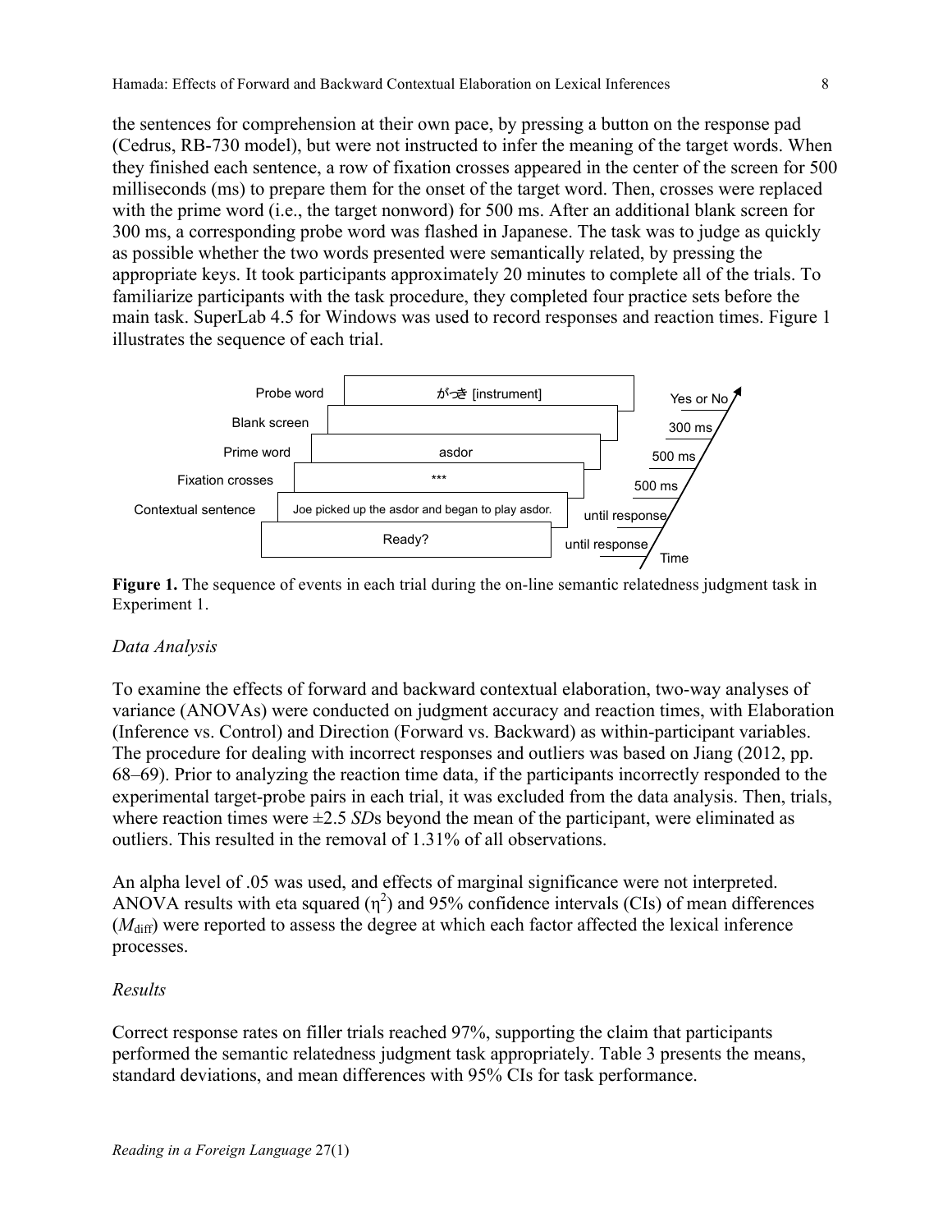the sentences for comprehension at their own pace, by pressing a button on the response pad (Cedrus, RB-730 model), but were not instructed to infer the meaning of the target words. When they finished each sentence, a row of fixation crosses appeared in the center of the screen for 500 milliseconds (ms) to prepare them for the onset of the target word. Then, crosses were replaced with the prime word (i.e., the target nonword) for 500 ms. After an additional blank screen for 300 ms, a corresponding probe word was flashed in Japanese. The task was to judge as quickly as possible whether the two words presented were semantically related, by pressing the appropriate keys. It took participants approximately 20 minutes to complete all of the trials. To familiarize participants with the task procedure, they completed four practice sets before the main task. SuperLab 4.5 for Windows was used to record responses and reaction times. Figure 1 illustrates the sequence of each trial.

| Screen | Display | Duration |
|---|---|---|
| Probe word | がっき [instrument] | Yes or No |
| Blank screen | | 300 ms |
| Prime word | asdor | 500 ms |
| Fixation crosses | *** | 500 ms |
| Contextual sentence | Joe picked up the asdor and began to play asdor. | until response |
| | Ready? | until response |

**Figure 1.** The sequence of events in each trial during the on-line semantic relatedness judgment task in Experiment 1.

### *Data Analysis*

To examine the effects of forward and backward contextual elaboration, two-way analyses of variance (ANOVAs) were conducted on judgment accuracy and reaction times, with Elaboration (Inference vs. Control) and Direction (Forward vs. Backward) as within-participant variables. The procedure for dealing with incorrect responses and outliers was based on Jiang (2012, pp. 68–69). Prior to analyzing the reaction time data, if the participants incorrectly responded to the experimental target-probe pairs in each trial, it was excluded from the data analysis. Then, trials, where reaction times were ±2.5 *SD*s beyond the mean of the participant, were eliminated as outliers. This resulted in the removal of 1.31% of all observations.

An alpha level of .05 was used, and effects of marginal significance were not interpreted. ANOVA results with eta squared ($\eta^2$) and 95% confidence intervals (CIs) of mean differences ($M_{\text{diff}}$) were reported to assess the degree at which each factor affected the lexical inference processes.

### *Results*

Correct response rates on filler trials reached 97%, supporting the claim that participants performed the semantic relatedness judgment task appropriately. Table 3 presents the means, standard deviations, and mean differences with 95% CIs for task performance.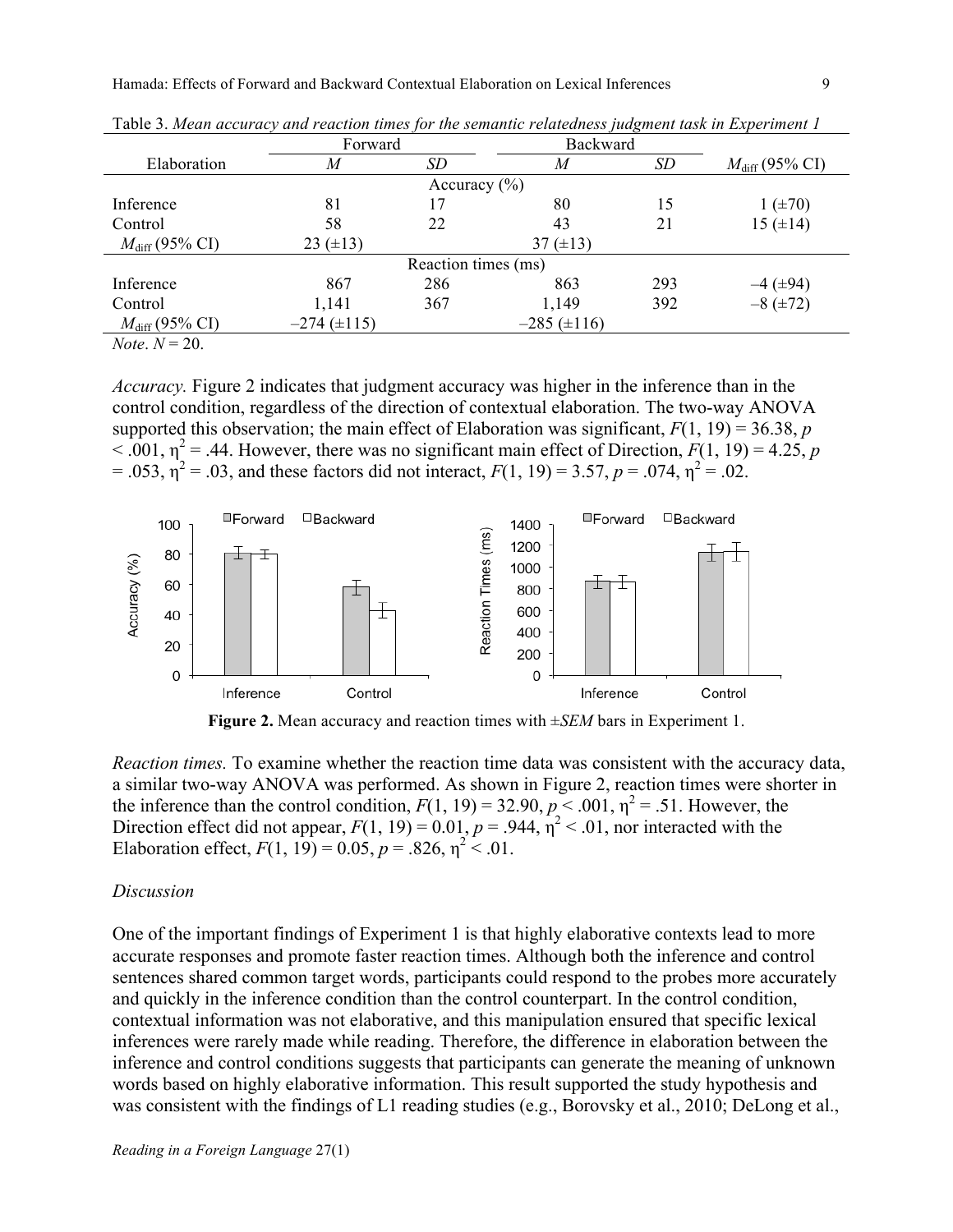Table 3. *Mean accuracy and reaction times for the semantic relatedness judgment task in Experiment 1*

| Elaboration | Forward | | Backward | | |
|---|---|---|---|---|---|
| | *M* | *SD* | *M* | *SD* | $M_{\text{diff}}$ (95% CI) |
| | | Accuracy (%) | | | |
| Inference | 81 | 17 | 80 | 15 | 1 (±70) |
| Control | 58 | 22 | 43 | 21 | 15 (±14) |
| $M_{\text{diff}}$ (95% CI) | 23 (±13) | | 37 (±13) | | |
| | | Reaction times (ms) | | | |
| Inference | 867 | 286 | 863 | 293 | –4 (±94) |
| Control | 1,141 | 367 | 1,149 | 392 | –8 (±72) |
| $M_{\text{diff}}$ (95% CI) | –274 (±115) | | –285 (±116) | | |

*Note*. $N = 20$.

*Accuracy.* Figure 2 indicates that judgment accuracy was higher in the inference than in the control condition, regardless of the direction of contextual elaboration. The two-way ANOVA supported this observation; the main effect of Elaboration was significant, $F(1, 19) = 36.38$, $p < .001$, $\eta^2 = .44$. However, there was no significant main effect of Direction, $F(1, 19) = 4.25$, $p = .053$, $\eta^2 = .03$, and these factors did not interact, $F(1, 19) = 3.57$, $p = .074$, $\eta^2 = .02$.

**Figure 2.** Mean accuracy and reaction times with ±*SEM* bars in Experiment 1.

*Reaction times.* To examine whether the reaction time data was consistent with the accuracy data, a similar two-way ANOVA was performed. As shown in Figure 2, reaction times were shorter in the inference than the control condition, $F(1, 19) = 32.90$, $p < .001$, $\eta^2 = .51$. However, the Direction effect did not appear, $F(1, 19) = 0.01$, $p = .944$, $\eta^2 < .01$, nor interacted with the Elaboration effect, $F(1, 19) = 0.05$, $p = .826$, $\eta^2 < .01$.

### *Discussion*

One of the important findings of Experiment 1 is that highly elaborative contexts lead to more accurate responses and promote faster reaction times. Although both the inference and control sentences shared common target words, participants could respond to the probes more accurately and quickly in the inference condition than the control counterpart. In the control condition, contextual information was not elaborative, and this manipulation ensured that specific lexical inferences were rarely made while reading. Therefore, the difference in elaboration between the inference and control conditions suggests that participants can generate the meaning of unknown words based on highly elaborative information. This result supported the study hypothesis and was consistent with the findings of L1 reading studies (e.g., Borovsky et al., 2010; DeLong et al.,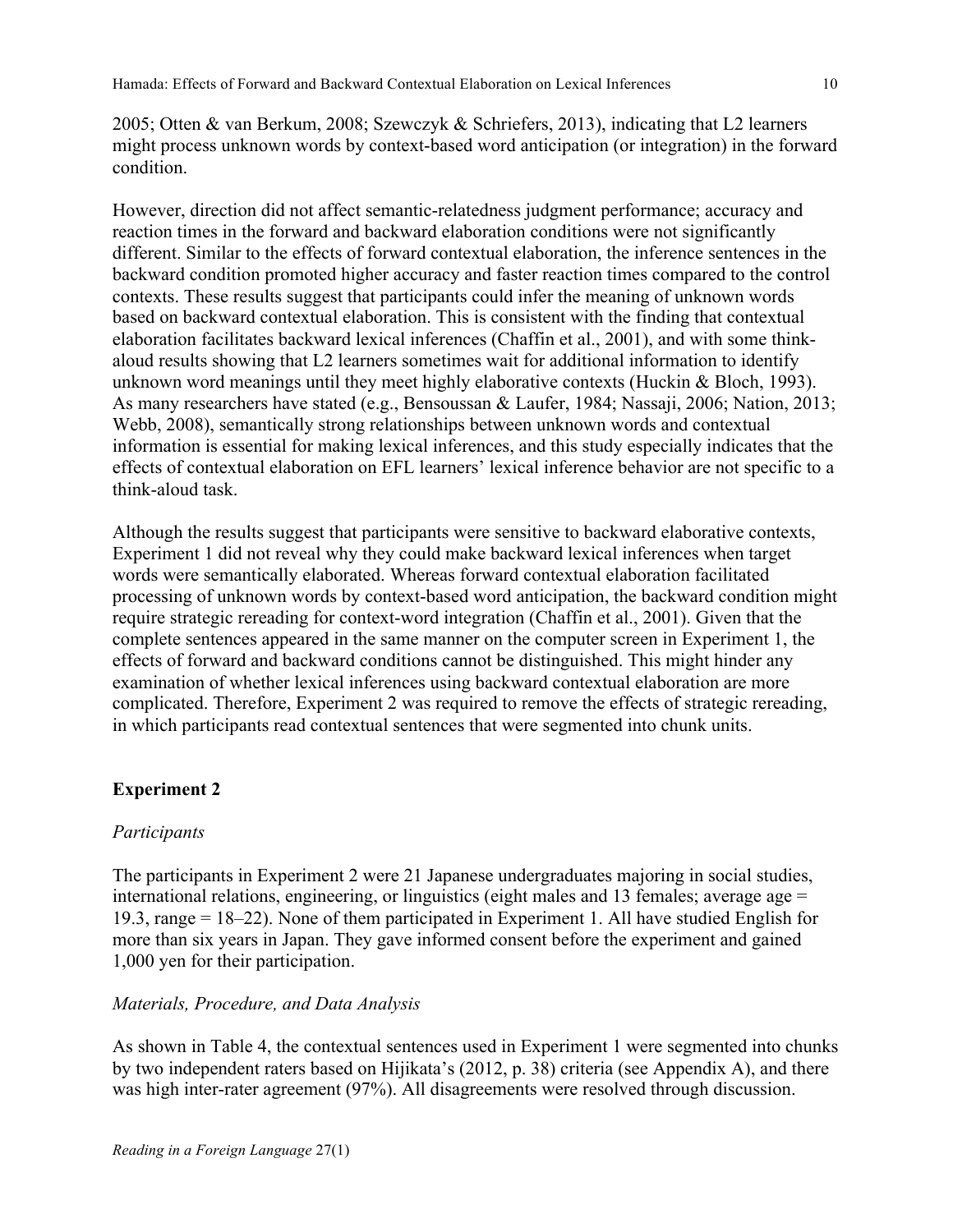2005; Otten & van Berkum, 2008; Szewczyk & Schriefers, 2013), indicating that L2 learners might process unknown words by context-based word anticipation (or integration) in the forward condition.

However, direction did not affect semantic-relatedness judgment performance; accuracy and reaction times in the forward and backward elaboration conditions were not significantly different. Similar to the effects of forward contextual elaboration, the inference sentences in the backward condition promoted higher accuracy and faster reaction times compared to the control contexts. These results suggest that participants could infer the meaning of unknown words based on backward contextual elaboration. This is consistent with the finding that contextual elaboration facilitates backward lexical inferences (Chaffin et al., 2001), and with some think-aloud results showing that L2 learners sometimes wait for additional information to identify unknown word meanings until they meet highly elaborative contexts (Huckin & Bloch, 1993). As many researchers have stated (e.g., Bensoussan & Laufer, 1984; Nassaji, 2006; Nation, 2013; Webb, 2008), semantically strong relationships between unknown words and contextual information is essential for making lexical inferences, and this study especially indicates that the effects of contextual elaboration on EFL learners' lexical inference behavior are not specific to a think-aloud task.

Although the results suggest that participants were sensitive to backward elaborative contexts, Experiment 1 did not reveal why they could make backward lexical inferences when target words were semantically elaborated. Whereas forward contextual elaboration facilitated processing of unknown words by context-based word anticipation, the backward condition might require strategic rereading for context-word integration (Chaffin et al., 2001). Given that the complete sentences appeared in the same manner on the computer screen in Experiment 1, the effects of forward and backward conditions cannot be distinguished. This might hinder any examination of whether lexical inferences using backward contextual elaboration are more complicated. Therefore, Experiment 2 was required to remove the effects of strategic rereading, in which participants read contextual sentences that were segmented into chunk units.

## Experiment 2

### *Participants*

The participants in Experiment 2 were 21 Japanese undergraduates majoring in social studies, international relations, engineering, or linguistics (eight males and 13 females; average age = 19.3, range = 18–22). None of them participated in Experiment 1. All have studied English for more than six years in Japan. They gave informed consent before the experiment and gained 1,000 yen for their participation.

### *Materials, Procedure, and Data Analysis*

As shown in Table 4, the contextual sentences used in Experiment 1 were segmented into chunks by two independent raters based on Hijikata's (2012, p. 38) criteria (see Appendix A), and there was high inter-rater agreement (97%). All disagreements were resolved through discussion.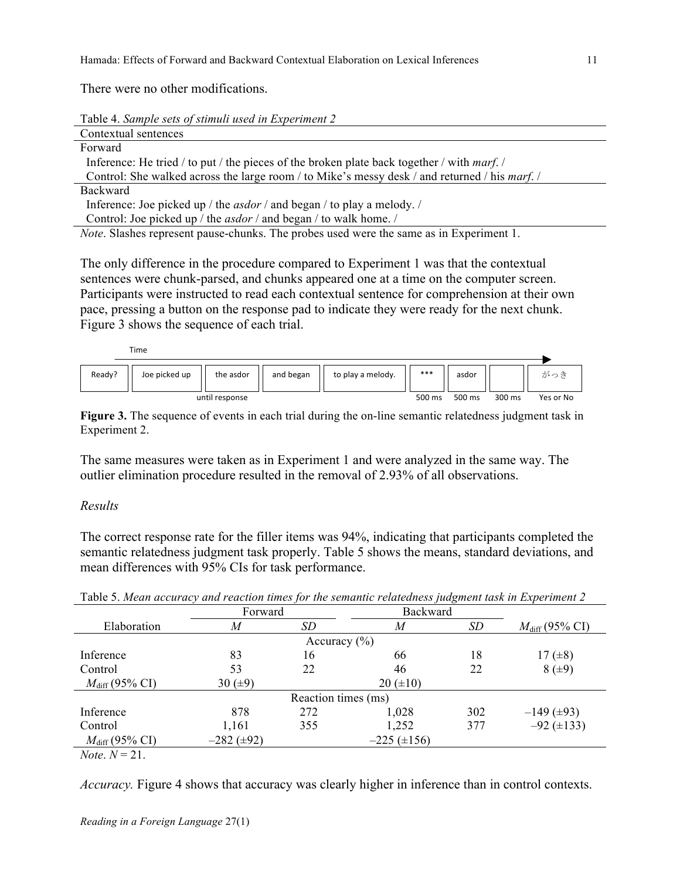There were no other modifications.

Table 4. *Sample sets of stimuli used in Experiment 2*

| Contextual sentences |
|---|
| Forward |
| Inference: He tried / to put / the pieces of the broken plate back together / with *marf*. / |
| Control: She walked across the large room / to Mike's messy desk / and returned / his *marf*. / |
| Backward |
| Inference: Joe picked up / the *asdor* / and began / to play a melody. / |
| Control: Joe picked up / the *asdor* / and began / to walk home. / |

*Note*. Slashes represent pause-chunks. The probes used were the same as in Experiment 1.

The only difference in the procedure compared to Experiment 1 was that the contextual sentences were chunk-parsed, and chunks appeared one at a time on the computer screen. Participants were instructed to read each contextual sentence for comprehension at their own pace, pressing a button on the response pad to indicate they were ready for the next chunk. Figure 3 shows the sequence of each trial.

| Ready? | Joe picked up | the asdor | and began | to play a melody. | *** | asdor | | がっき |
|---|---|---|---|---|---|---|---|---|
| | | until response | | | 500 ms | 500 ms | 300 ms | Yes or No |

**Figure 3.** The sequence of events in each trial during the on-line semantic relatedness judgment task in Experiment 2.

The same measures were taken as in Experiment 1 and were analyzed in the same way. The outlier elimination procedure resulted in the removal of 2.93% of all observations.

*Results*

The correct response rate for the filler items was 94%, indicating that participants completed the semantic relatedness judgment task properly. Table 5 shows the means, standard deviations, and mean differences with 95% CIs for task performance.

Table 5. *Mean accuracy and reaction times for the semantic relatedness judgment task in Experiment 2*

| | Forward | | Backward | | |
|---|---|---|---|---|---|
| Elaboration | *M* | *SD* | *M* | *SD* | $M_{\text{diff}}$ (95% CI) |
| | | Accuracy (%) | | | |
| Inference | 83 | 16 | 66 | 18 | 17 (±8) |
| Control | 53 | 22 | 46 | 22 | 8 (±9) |
| $M_{\text{diff}}$ (95% CI) | 30 (±9) | | 20 (±10) | | |
| | | Reaction times (ms) | | | |
| Inference | 878 | 272 | 1,028 | 302 | –149 (±93) |
| Control | 1,161 | 355 | 1,252 | 377 | –92 (±133) |
| $M_{\text{diff}}$ (95% CI) | –282 (±92) | | –225 (±156) | | |

*Note*. *N* = 21.

*Accuracy.* Figure 4 shows that accuracy was clearly higher in inference than in control contexts.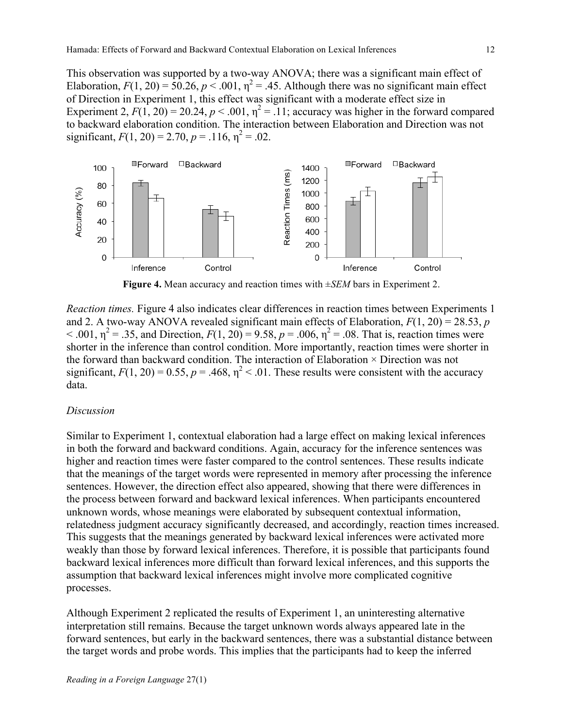This observation was supported by a two-way ANOVA; there was a significant main effect of Elaboration, $F(1, 20) = 50.26$, $p < .001$, $\eta^2 = .45$. Although there was no significant main effect of Direction in Experiment 1, this effect was significant with a moderate effect size in Experiment 2, $F(1, 20) = 20.24$, $p < .001$, $\eta^2 = .11$; accuracy was higher in the forward compared to backward elaboration condition. The interaction between Elaboration and Direction was not significant, $F(1, 20) = 2.70$, $p = .116$, $\eta^2 = .02$.

**Figure 4.** Mean accuracy and reaction times with ±*SEM* bars in Experiment 2.

*Reaction times.* Figure 4 also indicates clear differences in reaction times between Experiments 1 and 2. A two-way ANOVA revealed significant main effects of Elaboration, $F(1, 20) = 28.53$, $p < .001$, $\eta^2 = .35$, and Direction, $F(1, 20) = 9.58$, $p = .006$, $\eta^2 = .08$. That is, reaction times were shorter in the inference than control condition. More importantly, reaction times were shorter in the forward than backward condition. The interaction of Elaboration × Direction was not significant, $F(1, 20) = 0.55$, $p = .468$, $\eta^2 < .01$. These results were consistent with the accuracy data.

*Discussion*

Similar to Experiment 1, contextual elaboration had a large effect on making lexical inferences in both the forward and backward conditions. Again, accuracy for the inference sentences was higher and reaction times were faster compared to the control sentences. These results indicate that the meanings of the target words were represented in memory after processing the inference sentences. However, the direction effect also appeared, showing that there were differences in the process between forward and backward lexical inferences. When participants encountered unknown words, whose meanings were elaborated by subsequent contextual information, relatedness judgment accuracy significantly decreased, and accordingly, reaction times increased. This suggests that the meanings generated by backward lexical inferences were activated more weakly than those by forward lexical inferences. Therefore, it is possible that participants found backward lexical inferences more difficult than forward lexical inferences, and this supports the assumption that backward lexical inferences might involve more complicated cognitive processes.

Although Experiment 2 replicated the results of Experiment 1, an uninteresting alternative interpretation still remains. Because the target unknown words always appeared late in the forward sentences, but early in the backward sentences, there was a substantial distance between the target words and probe words. This implies that the participants had to keep the inferred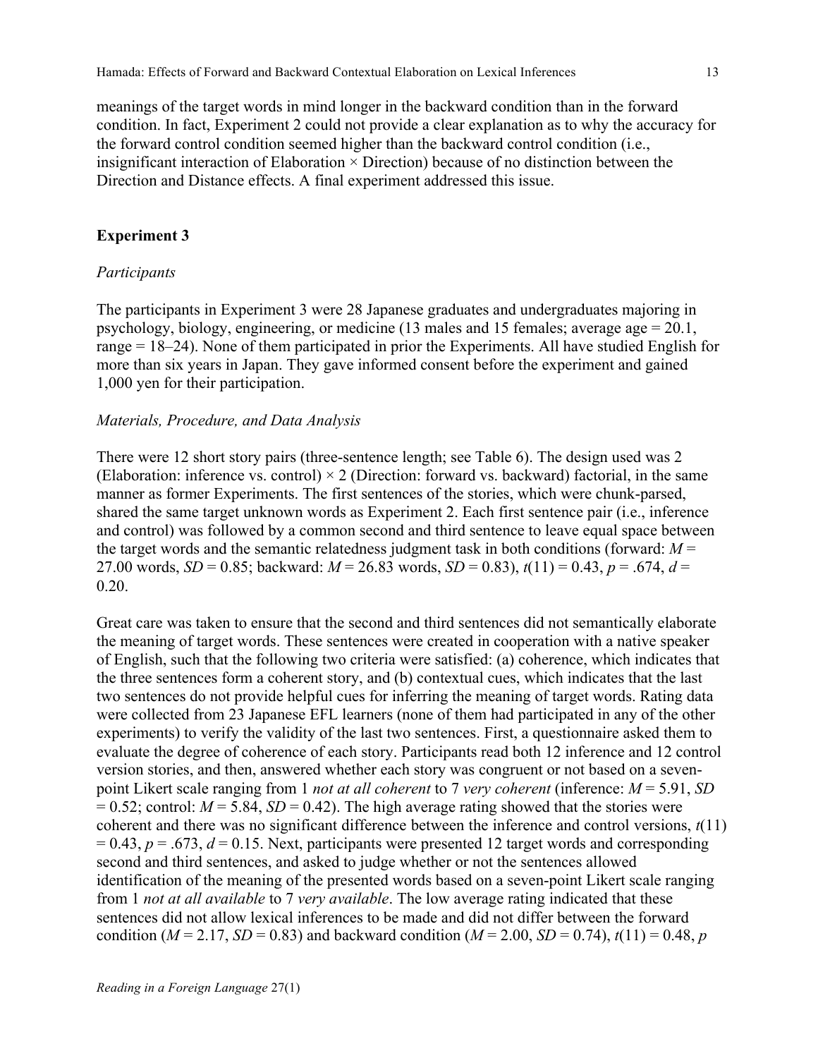meanings of the target words in mind longer in the backward condition than in the forward condition. In fact, Experiment 2 could not provide a clear explanation as to why the accuracy for the forward control condition seemed higher than the backward control condition (i.e., insignificant interaction of Elaboration × Direction) because of no distinction between the Direction and Distance effects. A final experiment addressed this issue.

## Experiment 3

### *Participants*

The participants in Experiment 3 were 28 Japanese graduates and undergraduates majoring in psychology, biology, engineering, or medicine (13 males and 15 females; average age = 20.1, range = 18–24). None of them participated in prior the Experiments. All have studied English for more than six years in Japan. They gave informed consent before the experiment and gained 1,000 yen for their participation.

### *Materials, Procedure, and Data Analysis*

There were 12 short story pairs (three-sentence length; see Table 6). The design used was 2 (Elaboration: inference vs. control) × 2 (Direction: forward vs. backward) factorial, in the same manner as former Experiments. The first sentences of the stories, which were chunk-parsed, shared the same target unknown words as Experiment 2. Each first sentence pair (i.e., inference and control) was followed by a common second and third sentence to leave equal space between the target words and the semantic relatedness judgment task in both conditions (forward: $M$ = 27.00 words, $SD$ = 0.85; backward: $M$ = 26.83 words, $SD$ = 0.83), $t(11) = 0.43$, $p = .674$, $d$ = 0.20.

Great care was taken to ensure that the second and third sentences did not semantically elaborate the meaning of target words. These sentences were created in cooperation with a native speaker of English, such that the following two criteria were satisfied: (a) coherence, which indicates that the three sentences form a coherent story, and (b) contextual cues, which indicates that the last two sentences do not provide helpful cues for inferring the meaning of target words. Rating data were collected from 23 Japanese EFL learners (none of them had participated in any of the other experiments) to verify the validity of the last two sentences. First, a questionnaire asked them to evaluate the degree of coherence of each story. Participants read both 12 inference and 12 control version stories, and then, answered whether each story was congruent or not based on a seven-point Likert scale ranging from 1 *not at all coherent* to 7 *very coherent* (inference: $M$ = 5.91, $SD$ = 0.52; control: $M$ = 5.84, $SD$ = 0.42). The high average rating showed that the stories were coherent and there was no significant difference between the inference and control versions, $t(11)$ = 0.43, $p = .673$, $d = 0.15$. Next, participants were presented 12 target words and corresponding second and third sentences, and asked to judge whether or not the sentences allowed identification of the meaning of the presented words based on a seven-point Likert scale ranging from 1 *not at all available* to 7 *very available*. The low average rating indicated that these sentences did not allow lexical inferences to be made and did not differ between the forward condition ($M$ = 2.17, $SD$ = 0.83) and backward condition ($M$ = 2.00, $SD$ = 0.74), $t(11) = 0.48$, $p$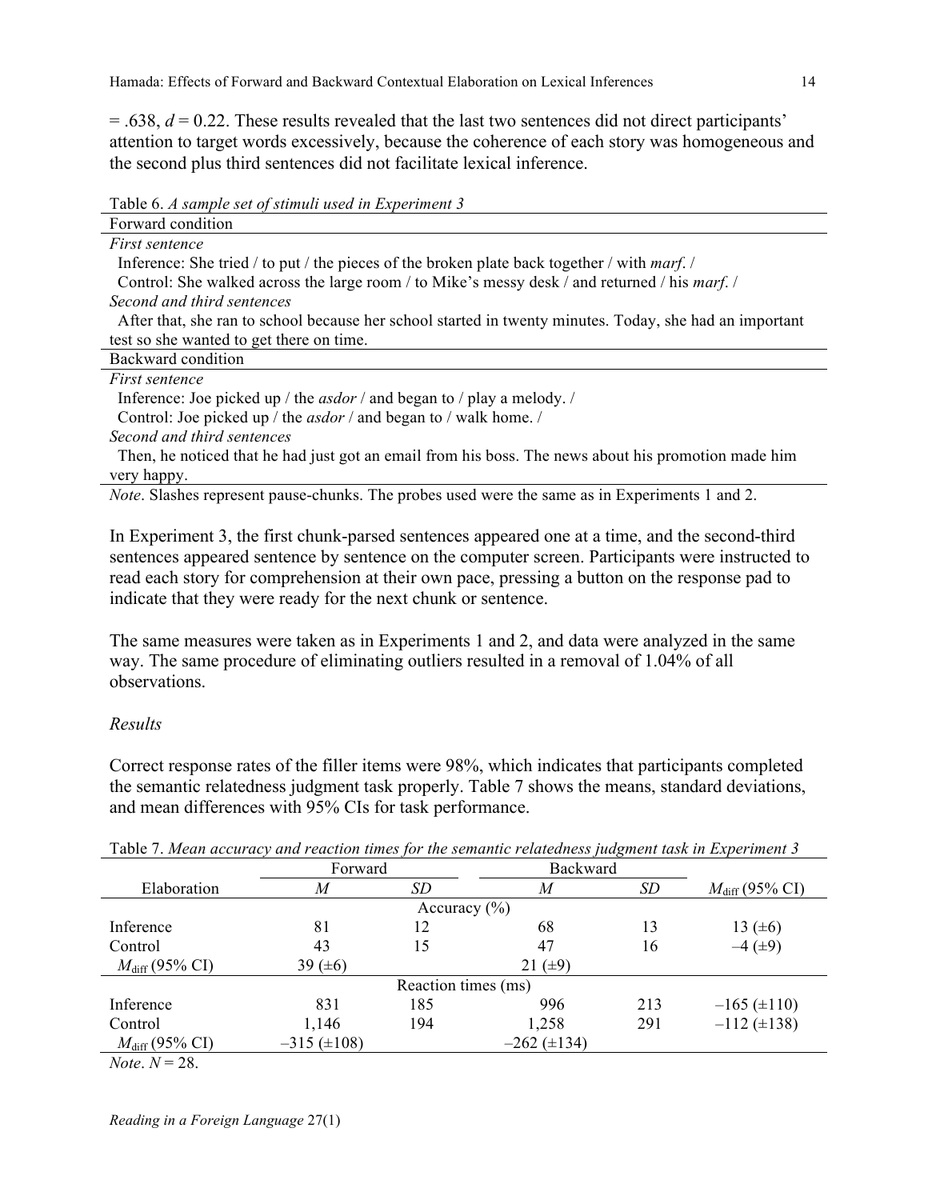= .638, $d = 0.22$. These results revealed that the last two sentences did not direct participants' attention to target words excessively, because the coherence of each story was homogeneous and the second plus third sentences did not facilitate lexical inference.

Table 6. *A sample set of stimuli used in Experiment 3*

| |
|---|
| Forward condition |
| *First sentence* |
| Inference: She tried / to put / the pieces of the broken plate back together / with *marf*. / |
| Control: She walked across the large room / to Mike's messy desk / and returned / his *marf*. / |
| *Second and third sentences* |
| After that, she ran to school because her school started in twenty minutes. Today, she had an important test so she wanted to get there on time. |
| Backward condition |
| *First sentence* |
| Inference: Joe picked up / the *asdor* / and began to / play a melody. / |
| Control: Joe picked up / the *asdor* / and began to / walk home. / |
| *Second and third sentences* |
| Then, he noticed that he had just got an email from his boss. The news about his promotion made him very happy. |

*Note*. Slashes represent pause-chunks. The probes used were the same as in Experiments 1 and 2.

In Experiment 3, the first chunk-parsed sentences appeared one at a time, and the second-third sentences appeared sentence by sentence on the computer screen. Participants were instructed to read each story for comprehension at their own pace, pressing a button on the response pad to indicate that they were ready for the next chunk or sentence.

The same measures were taken as in Experiments 1 and 2, and data were analyzed in the same way. The same procedure of eliminating outliers resulted in a removal of 1.04% of all observations.

*Results*

Correct response rates of the filler items were 98%, which indicates that participants completed the semantic relatedness judgment task properly. Table 7 shows the means, standard deviations, and mean differences with 95% CIs for task performance.

Table 7. *Mean accuracy and reaction times for the semantic relatedness judgment task in Experiment 3*

| | Forward | | Backward | | |
|---|---|---|---|---|---|
| Elaboration | *M* | *SD* | *M* | *SD* | $M_{\text{diff}}$ (95% CI) |
| | | Accuracy (%) | | | |
| Inference | 81 | 12 | 68 | 13 | 13 (±6) |
| Control | 43 | 15 | 47 | 16 | –4 (±9) |
| $M_{\text{diff}}$ (95% CI) | 39 (±6) | | 21 (±9) | | |
| | | Reaction times (ms) | | | |
| Inference | 831 | 185 | 996 | 213 | –165 (±110) |
| Control | 1,146 | 194 | 1,258 | 291 | –112 (±138) |
| $M_{\text{diff}}$ (95% CI) | –315 (±108) | | –262 (±134) | | |

*Note*. $N = 28$.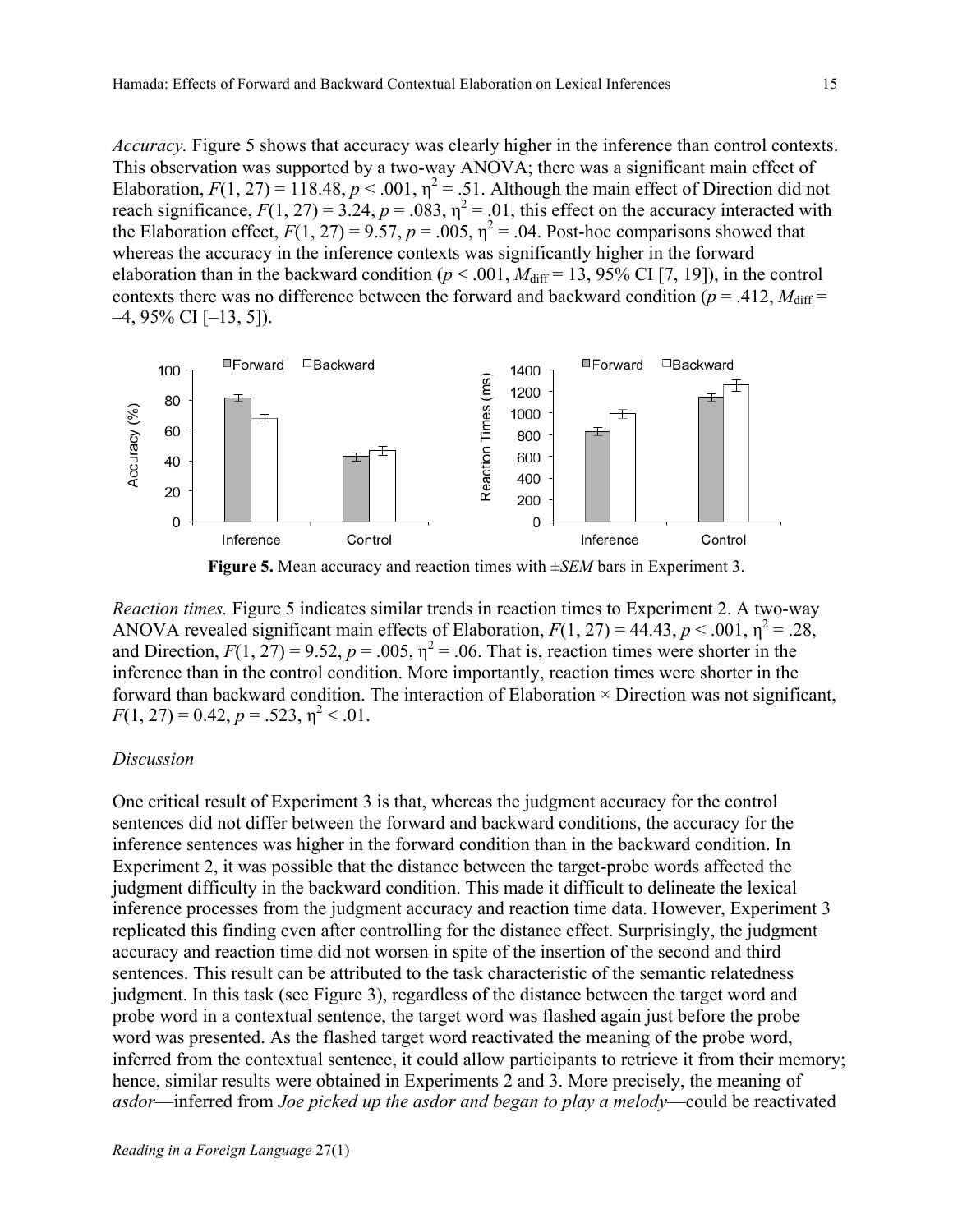*Accuracy.* Figure 5 shows that accuracy was clearly higher in the inference than control contexts. This observation was supported by a two-way ANOVA; there was a significant main effect of Elaboration, $F(1, 27) = 118.48$, $p < .001$, $\eta^2 = .51$. Although the main effect of Direction did not reach significance, $F(1, 27) = 3.24$, $p = .083$, $\eta^2 = .01$, this effect on the accuracy interacted with the Elaboration effect, $F(1, 27) = 9.57$, $p = .005$, $\eta^2 = .04$. Post-hoc comparisons showed that whereas the accuracy in the inference contexts was significantly higher in the forward elaboration than in the backward condition ($p < .001$, $M_{\text{diff}} = 13$, 95% CI [7, 19]), in the control contexts there was no difference between the forward and backward condition ($p = .412$, $M_{\text{diff}} = –4$, 95% CI [–13, 5]).

**Figure 5.** Mean accuracy and reaction times with ±*SEM* bars in Experiment 3.

*Reaction times.* Figure 5 indicates similar trends in reaction times to Experiment 2. A two-way ANOVA revealed significant main effects of Elaboration, $F(1, 27) = 44.43$, $p < .001$, $\eta^2 = .28$, and Direction, $F(1, 27) = 9.52$, $p = .005$, $\eta^2 = .06$. That is, reaction times were shorter in the inference than in the control condition. More importantly, reaction times were shorter in the forward than backward condition. The interaction of Elaboration × Direction was not significant, $F(1, 27) = 0.42$, $p = .523$, $\eta^2 < .01$.

*Discussion*

One critical result of Experiment 3 is that, whereas the judgment accuracy for the control sentences did not differ between the forward and backward conditions, the accuracy for the inference sentences was higher in the forward condition than in the backward condition. In Experiment 2, it was possible that the distance between the target-probe words affected the judgment difficulty in the backward condition. This made it difficult to delineate the lexical inference processes from the judgment accuracy and reaction time data. However, Experiment 3 replicated this finding even after controlling for the distance effect. Surprisingly, the judgment accuracy and reaction time did not worsen in spite of the insertion of the second and third sentences. This result can be attributed to the task characteristic of the semantic relatedness judgment. In this task (see Figure 3), regardless of the distance between the target word and probe word in a contextual sentence, the target word was flashed again just before the probe word was presented. As the flashed target word reactivated the meaning of the probe word, inferred from the contextual sentence, it could allow participants to retrieve it from their memory; hence, similar results were obtained in Experiments 2 and 3. More precisely, the meaning of *asdor*—inferred from *Joe picked up the asdor and began to play a melody*—could be reactivated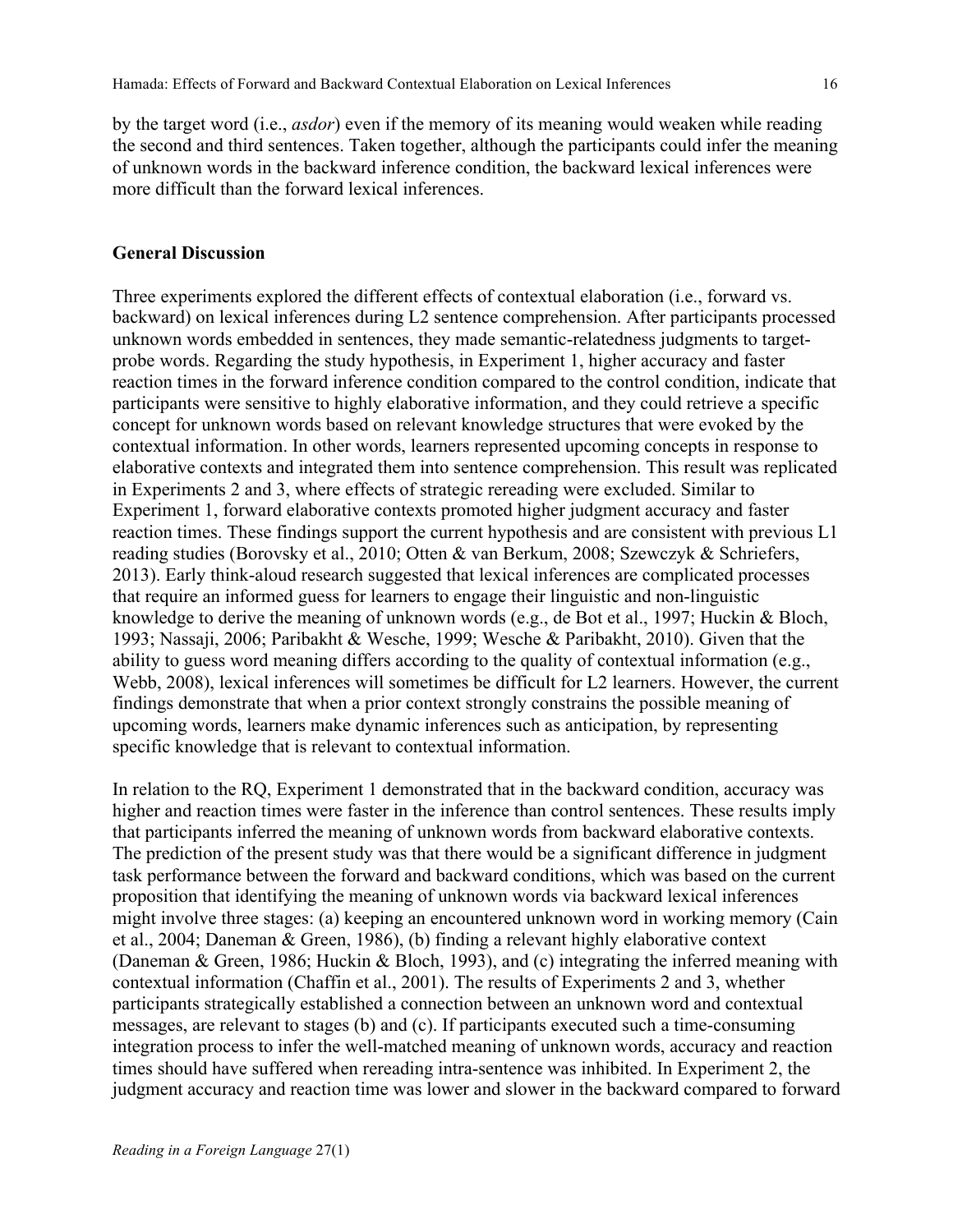by the target word (i.e., *asdor*) even if the memory of its meaning would weaken while reading the second and third sentences. Taken together, although the participants could infer the meaning of unknown words in the backward inference condition, the backward lexical inferences were more difficult than the forward lexical inferences.

## General Discussion

Three experiments explored the different effects of contextual elaboration (i.e., forward vs. backward) on lexical inferences during L2 sentence comprehension. After participants processed unknown words embedded in sentences, they made semantic-relatedness judgments to target-probe words. Regarding the study hypothesis, in Experiment 1, higher accuracy and faster reaction times in the forward inference condition compared to the control condition, indicate that participants were sensitive to highly elaborative information, and they could retrieve a specific concept for unknown words based on relevant knowledge structures that were evoked by the contextual information. In other words, learners represented upcoming concepts in response to elaborative contexts and integrated them into sentence comprehension. This result was replicated in Experiments 2 and 3, where effects of strategic rereading were excluded. Similar to Experiment 1, forward elaborative contexts promoted higher judgment accuracy and faster reaction times. These findings support the current hypothesis and are consistent with previous L1 reading studies (Borovsky et al., 2010; Otten & van Berkum, 2008; Szewczyk & Schriefers, 2013). Early think-aloud research suggested that lexical inferences are complicated processes that require an informed guess for learners to engage their linguistic and non-linguistic knowledge to derive the meaning of unknown words (e.g., de Bot et al., 1997; Huckin & Bloch, 1993; Nassaji, 2006; Paribakht & Wesche, 1999; Wesche & Paribakht, 2010). Given that the ability to guess word meaning differs according to the quality of contextual information (e.g., Webb, 2008), lexical inferences will sometimes be difficult for L2 learners. However, the current findings demonstrate that when a prior context strongly constrains the possible meaning of upcoming words, learners make dynamic inferences such as anticipation, by representing specific knowledge that is relevant to contextual information.

In relation to the RQ, Experiment 1 demonstrated that in the backward condition, accuracy was higher and reaction times were faster in the inference than control sentences. These results imply that participants inferred the meaning of unknown words from backward elaborative contexts. The prediction of the present study was that there would be a significant difference in judgment task performance between the forward and backward conditions, which was based on the current proposition that identifying the meaning of unknown words via backward lexical inferences might involve three stages: (a) keeping an encountered unknown word in working memory (Cain et al., 2004; Daneman & Green, 1986), (b) finding a relevant highly elaborative context (Daneman & Green, 1986; Huckin & Bloch, 1993), and (c) integrating the inferred meaning with contextual information (Chaffin et al., 2001). The results of Experiments 2 and 3, whether participants strategically established a connection between an unknown word and contextual messages, are relevant to stages (b) and (c). If participants executed such a time-consuming integration process to infer the well-matched meaning of unknown words, accuracy and reaction times should have suffered when rereading intra-sentence was inhibited. In Experiment 2, the judgment accuracy and reaction time was lower and slower in the backward compared to forward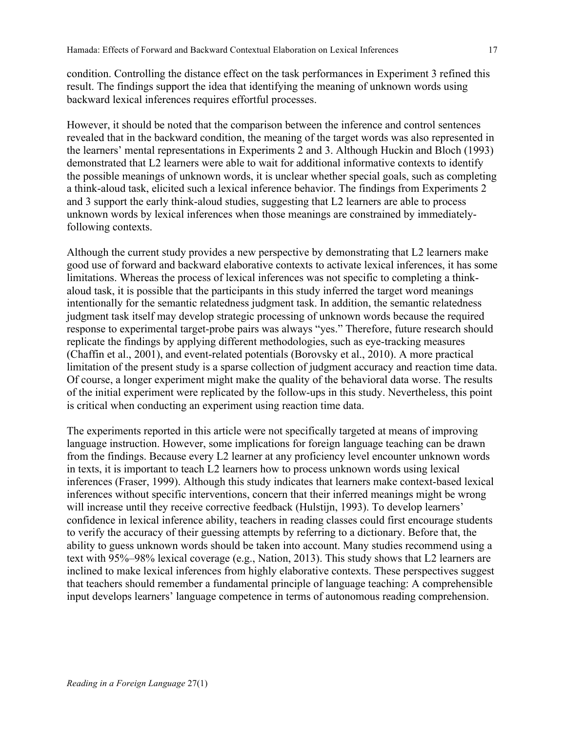condition. Controlling the distance effect on the task performances in Experiment 3 refined this result. The findings support the idea that identifying the meaning of unknown words using backward lexical inferences requires effortful processes.

However, it should be noted that the comparison between the inference and control sentences revealed that in the backward condition, the meaning of the target words was also represented in the learners' mental representations in Experiments 2 and 3. Although Huckin and Bloch (1993) demonstrated that L2 learners were able to wait for additional informative contexts to identify the possible meanings of unknown words, it is unclear whether special goals, such as completing a think-aloud task, elicited such a lexical inference behavior. The findings from Experiments 2 and 3 support the early think-aloud studies, suggesting that L2 learners are able to process unknown words by lexical inferences when those meanings are constrained by immediately-following contexts.

Although the current study provides a new perspective by demonstrating that L2 learners make good use of forward and backward elaborative contexts to activate lexical inferences, it has some limitations. Whereas the process of lexical inferences was not specific to completing a think-aloud task, it is possible that the participants in this study inferred the target word meanings intentionally for the semantic relatedness judgment task. In addition, the semantic relatedness judgment task itself may develop strategic processing of unknown words because the required response to experimental target-probe pairs was always "yes." Therefore, future research should replicate the findings by applying different methodologies, such as eye-tracking measures (Chaffin et al., 2001), and event-related potentials (Borovsky et al., 2010). A more practical limitation of the present study is a sparse collection of judgment accuracy and reaction time data. Of course, a longer experiment might make the quality of the behavioral data worse. The results of the initial experiment were replicated by the follow-ups in this study. Nevertheless, this point is critical when conducting an experiment using reaction time data.

The experiments reported in this article were not specifically targeted at means of improving language instruction. However, some implications for foreign language teaching can be drawn from the findings. Because every L2 learner at any proficiency level encounter unknown words in texts, it is important to teach L2 learners how to process unknown words using lexical inferences (Fraser, 1999). Although this study indicates that learners make context-based lexical inferences without specific interventions, concern that their inferred meanings might be wrong will increase until they receive corrective feedback (Hulstijn, 1993). To develop learners' confidence in lexical inference ability, teachers in reading classes could first encourage students to verify the accuracy of their guessing attempts by referring to a dictionary. Before that, the ability to guess unknown words should be taken into account. Many studies recommend using a text with 95%–98% lexical coverage (e.g., Nation, 2013). This study shows that L2 learners are inclined to make lexical inferences from highly elaborative contexts. These perspectives suggest that teachers should remember a fundamental principle of language teaching: A comprehensible input develops learners' language competence in terms of autonomous reading comprehension.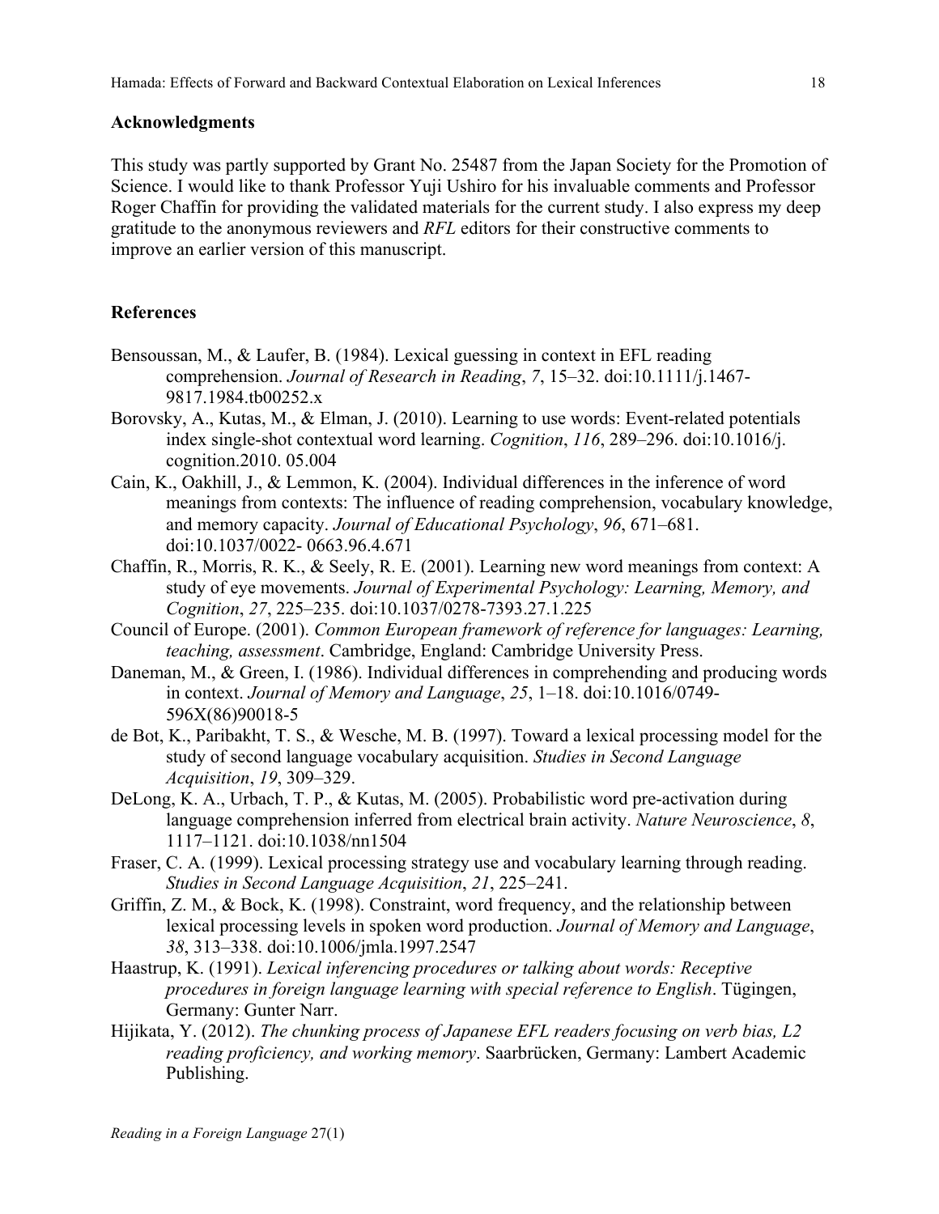## Acknowledgments

This study was partly supported by Grant No. 25487 from the Japan Society for the Promotion of Science. I would like to thank Professor Yuji Ushiro for his invaluable comments and Professor Roger Chaffin for providing the validated materials for the current study. I also express my deep gratitude to the anonymous reviewers and *RFL* editors for their constructive comments to improve an earlier version of this manuscript.

## References

Bensoussan, M., & Laufer, B. (1984). Lexical guessing in context in EFL reading comprehension. *Journal of Research in Reading*, *7*, 15–32. doi:10.1111/j.1467-9817.1984.tb00252.x

Borovsky, A., Kutas, M., & Elman, J. (2010). Learning to use words: Event-related potentials index single-shot contextual word learning. *Cognition*, *116*, 289–296. doi:10.1016/j. cognition.2010. 05.004

Cain, K., Oakhill, J., & Lemmon, K. (2004). Individual differences in the inference of word meanings from contexts: The influence of reading comprehension, vocabulary knowledge, and memory capacity. *Journal of Educational Psychology*, *96*, 671–681. doi:10.1037/0022- 0663.96.4.671

Chaffin, R., Morris, R. K., & Seely, R. E. (2001). Learning new word meanings from context: A study of eye movements. *Journal of Experimental Psychology: Learning, Memory, and Cognition*, *27*, 225–235. doi:10.1037/0278-7393.27.1.225

Council of Europe. (2001). *Common European framework of reference for languages: Learning, teaching, assessment*. Cambridge, England: Cambridge University Press.

Daneman, M., & Green, I. (1986). Individual differences in comprehending and producing words in context. *Journal of Memory and Language*, *25*, 1–18. doi:10.1016/0749-596X(86)90018-5

de Bot, K., Paribakht, T. S., & Wesche, M. B. (1997). Toward a lexical processing model for the study of second language vocabulary acquisition. *Studies in Second Language Acquisition*, *19*, 309–329.

DeLong, K. A., Urbach, T. P., & Kutas, M. (2005). Probabilistic word pre-activation during language comprehension inferred from electrical brain activity. *Nature Neuroscience*, *8*, 1117–1121. doi:10.1038/nn1504

Fraser, C. A. (1999). Lexical processing strategy use and vocabulary learning through reading. *Studies in Second Language Acquisition*, *21*, 225–241.

Griffin, Z. M., & Bock, K. (1998). Constraint, word frequency, and the relationship between lexical processing levels in spoken word production. *Journal of Memory and Language*, *38*, 313–338. doi:10.1006/jmla.1997.2547

Haastrup, K. (1991). *Lexical inferencing procedures or talking about words: Receptive procedures in foreign language learning with special reference to English*. Tügingen, Germany: Gunter Narr.

Hijikata, Y. (2012). *The chunking process of Japanese EFL readers focusing on verb bias, L2 reading proficiency, and working memory*. Saarbrücken, Germany: Lambert Academic Publishing.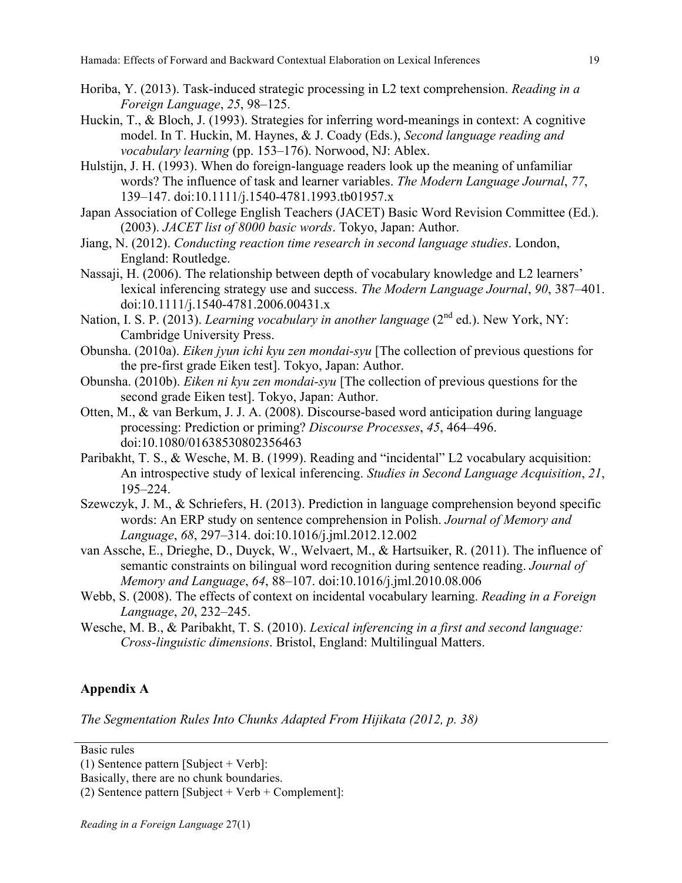Horiba, Y. (2013). Task-induced strategic processing in L2 text comprehension. *Reading in a Foreign Language*, *25*, 98–125.

Huckin, T., & Bloch, J. (1993). Strategies for inferring word-meanings in context: A cognitive model. In T. Huckin, M. Haynes, & J. Coady (Eds.), *Second language reading and vocabulary learning* (pp. 153–176). Norwood, NJ: Ablex.

Hulstijn, J. H. (1993). When do foreign-language readers look up the meaning of unfamiliar words? The influence of task and learner variables. *The Modern Language Journal*, *77*, 139–147. doi:10.1111/j.1540-4781.1993.tb01957.x

Japan Association of College English Teachers (JACET) Basic Word Revision Committee (Ed.). (2003). *JACET list of 8000 basic words*. Tokyo, Japan: Author.

Jiang, N. (2012). *Conducting reaction time research in second language studies*. London, England: Routledge.

Nassaji, H. (2006). The relationship between depth of vocabulary knowledge and L2 learners' lexical inferencing strategy use and success. *The Modern Language Journal*, *90*, 387–401. doi:10.1111/j.1540-4781.2006.00431.x

Nation, I. S. P. (2013). *Learning vocabulary in another language* (2nd ed.). New York, NY: Cambridge University Press.

Obunsha. (2010a). *Eiken jyun ichi kyu zen mondai-syu* [The collection of previous questions for the pre-first grade Eiken test]. Tokyo, Japan: Author.

Obunsha. (2010b). *Eiken ni kyu zen mondai-syu* [The collection of previous questions for the second grade Eiken test]. Tokyo, Japan: Author.

Otten, M., & van Berkum, J. J. A. (2008). Discourse-based word anticipation during language processing: Prediction or priming? *Discourse Processes*, *45*, 464–496. doi:10.1080/01638530802356463

Paribakht, T. S., & Wesche, M. B. (1999). Reading and "incidental" L2 vocabulary acquisition: An introspective study of lexical inferencing. *Studies in Second Language Acquisition*, *21*, 195–224.

Szewczyk, J. M., & Schriefers, H. (2013). Prediction in language comprehension beyond specific words: An ERP study on sentence comprehension in Polish. *Journal of Memory and Language*, *68*, 297–314. doi:10.1016/j.jml.2012.12.002

van Assche, E., Drieghe, D., Duyck, W., Welvaert, M., & Hartsuiker, R. (2011). The influence of semantic constraints on bilingual word recognition during sentence reading. *Journal of Memory and Language*, *64*, 88–107. doi:10.1016/j.jml.2010.08.006

Webb, S. (2008). The effects of context on incidental vocabulary learning. *Reading in a Foreign Language*, *20*, 232–245.

Wesche, M. B., & Paribakht, T. S. (2010). *Lexical inferencing in a first and second language: Cross-linguistic dimensions*. Bristol, England: Multilingual Matters.

## Appendix A

*The Segmentation Rules Into Chunks Adapted From Hijikata (2012, p. 38)*

---

Basic rules

(1) Sentence pattern [Subject + Verb]:

Basically, there are no chunk boundaries.

(2) Sentence pattern [Subject + Verb + Complement]: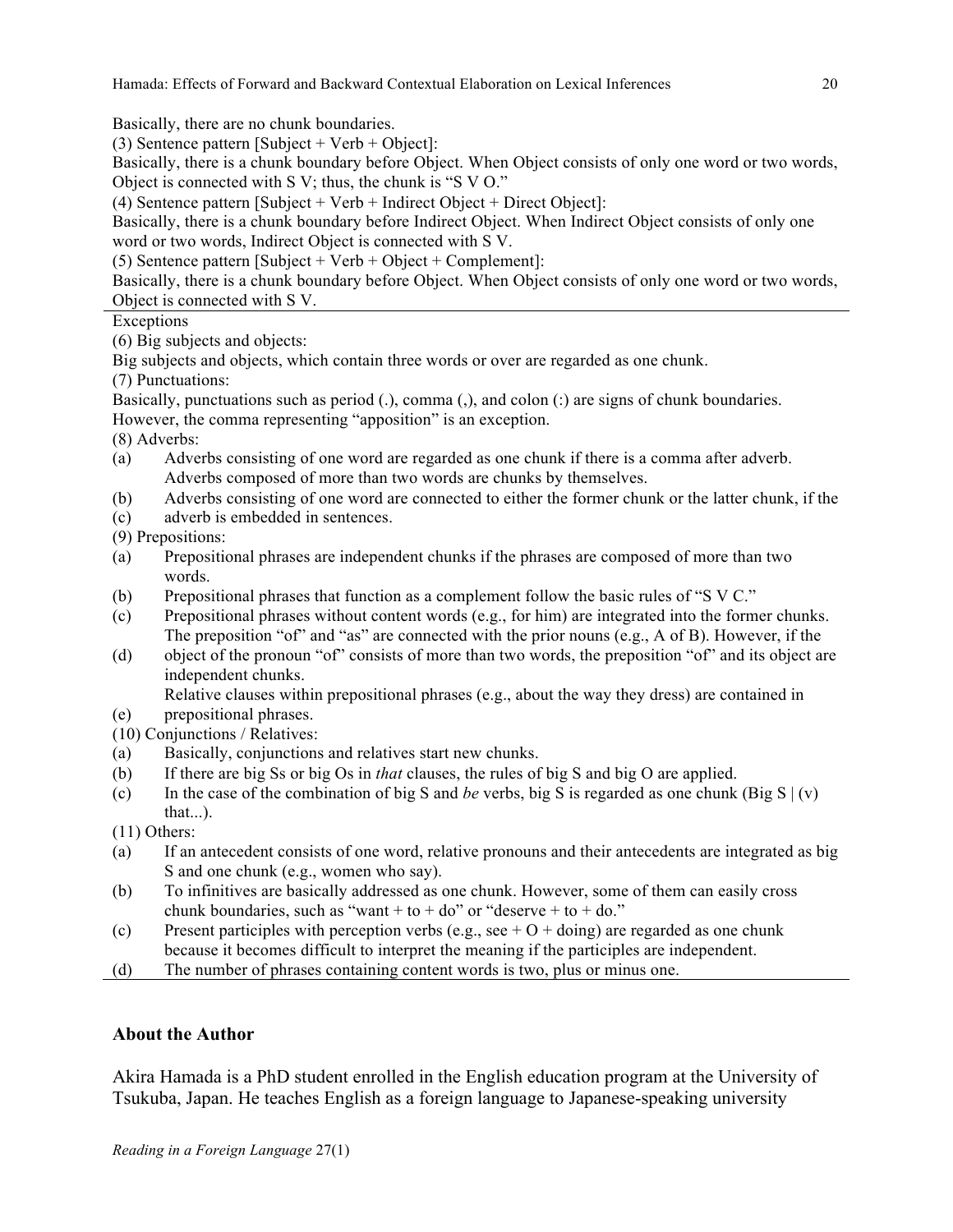Basically, there are no chunk boundaries.

(3) Sentence pattern [Subject + Verb + Object]:
Basically, there is a chunk boundary before Object. When Object consists of only one word or two words, Object is connected with S V; thus, the chunk is "S V O."

(4) Sentence pattern [Subject + Verb + Indirect Object + Direct Object]:
Basically, there is a chunk boundary before Indirect Object. When Indirect Object consists of only one word or two words, Indirect Object is connected with S V.

(5) Sentence pattern [Subject + Verb + Object + Complement]:
Basically, there is a chunk boundary before Object. When Object consists of only one word or two words, Object is connected with S V.

---

Exceptions

(6) Big subjects and objects:
Big subjects and objects, which contain three words or over are regarded as one chunk.

(7) Punctuations:
Basically, punctuations such as period (.), comma (,), and colon (:) are signs of chunk boundaries. However, the comma representing "apposition" is an exception.

(8) Adverbs:

(a) Adverbs consisting of one word are regarded as one chunk if there is a comma after adverb. Adverbs composed of more than two words are chunks by themselves.

(b) Adverbs consisting of one word are connected to either the former chunk or the latter chunk, if the

(c) adverb is embedded in sentences.

(9) Prepositions:

(a) Prepositional phrases are independent chunks if the phrases are composed of more than two words.

(b) Prepositional phrases that function as a complement follow the basic rules of "S V C."

(c) Prepositional phrases without content words (e.g., for him) are integrated into the former chunks. The preposition "of" and "as" are connected with the prior nouns (e.g., A of B). However, if the

(d) object of the pronoun "of" consists of more than two words, the preposition "of" and its object are independent chunks.
Relative clauses within prepositional phrases (e.g., about the way they dress) are contained in

(e) prepositional phrases.

(10) Conjunctions / Relatives:

(a) Basically, conjunctions and relatives start new chunks.

(b) If there are big Ss or big Os in *that* clauses, the rules of big S and big O are applied.

(c) In the case of the combination of big S and *be* verbs, big S is regarded as one chunk (Big S | (v) that...).

(11) Others:

(a) If an antecedent consists of one word, relative pronouns and their antecedents are integrated as big S and one chunk (e.g., women who say).

(b) To infinitives are basically addressed as one chunk. However, some of them can easily cross chunk boundaries, such as "want + to + do" or "deserve + to + do."

(c) Present participles with perception verbs (e.g., see + O + doing) are regarded as one chunk because it becomes difficult to interpret the meaning if the participles are independent.

(d) The number of phrases containing content words is two, plus or minus one.

---

## About the Author

Akira Hamada is a PhD student enrolled in the English education program at the University of Tsukuba, Japan. He teaches English as a foreign language to Japanese-speaking university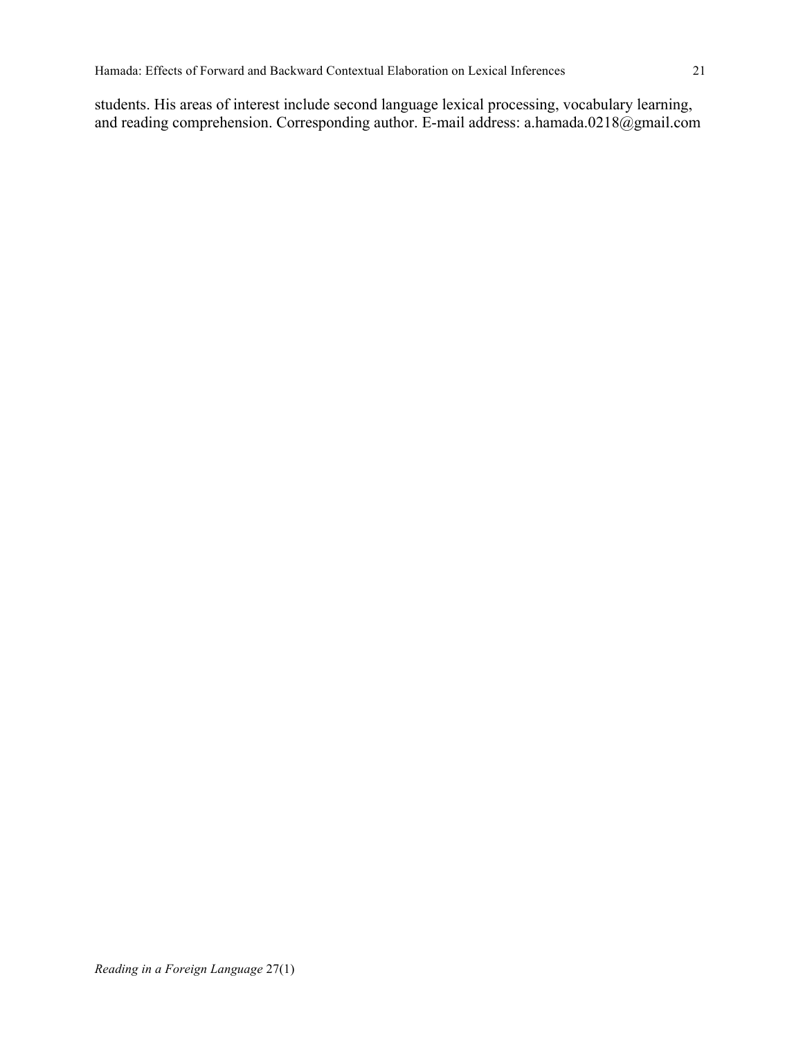students. His areas of interest include second language lexical processing, vocabulary learning, and reading comprehension. Corresponding author. E-mail address: a.hamada.0218@gmail.com